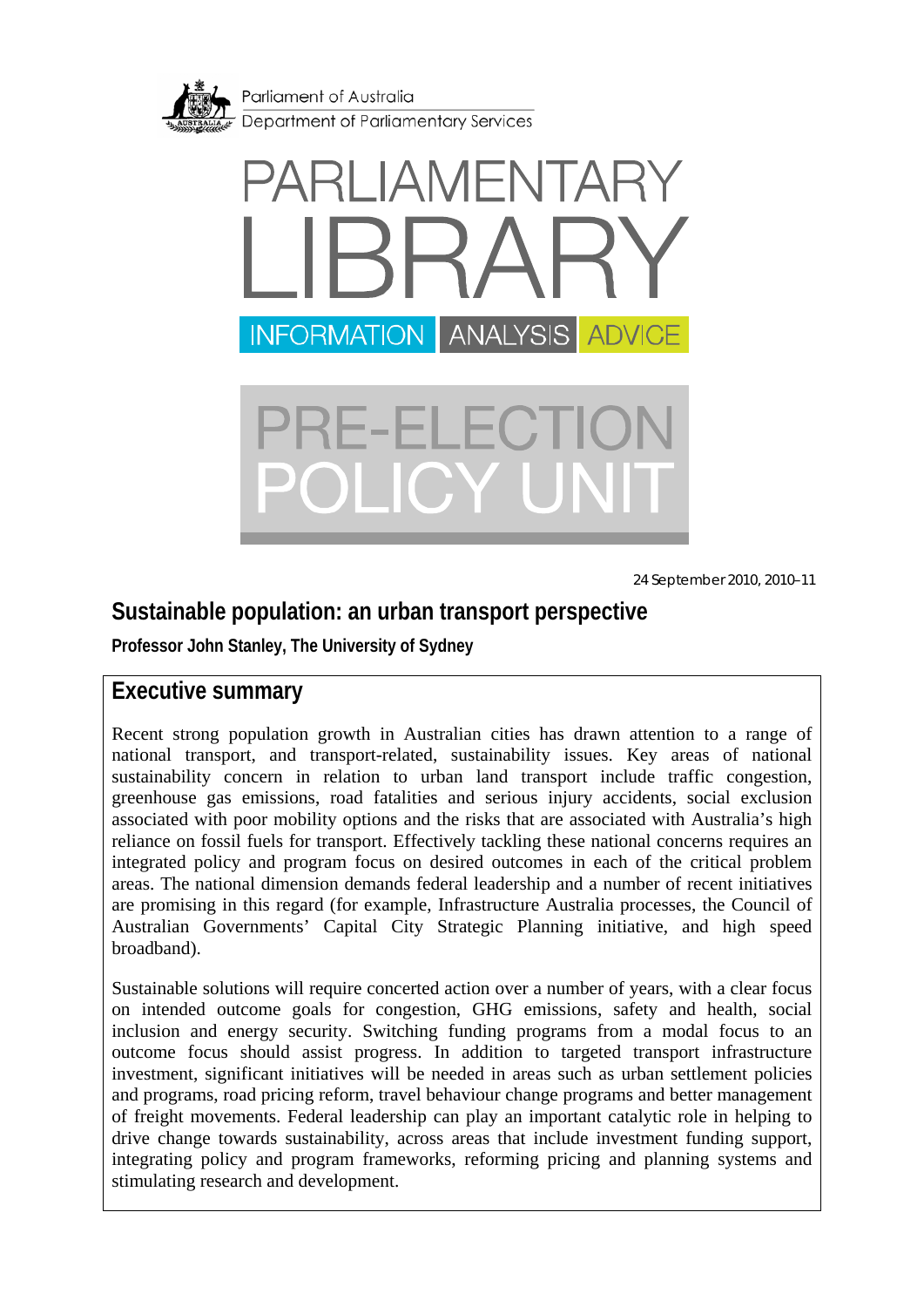Parliament of Australia
Department of Parliamentary Services

PARLIAMENTARY LIBRARY

INFORMATION ANALYSIS ADVICE

PRE-ELECTION POLICY UNIT

24 September 2010, 2010–11

# Sustainable population: an urban transport perspective

**Professor John Stanley, The University of Sydney**

## Executive summary

Recent strong population growth in Australian cities has drawn attention to a range of national transport, and transport-related, sustainability issues. Key areas of national sustainability concern in relation to urban land transport include traffic congestion, greenhouse gas emissions, road fatalities and serious injury accidents, social exclusion associated with poor mobility options and the risks that are associated with Australia's high reliance on fossil fuels for transport. Effectively tackling these national concerns requires an integrated policy and program focus on desired outcomes in each of the critical problem areas. The national dimension demands federal leadership and a number of recent initiatives are promising in this regard (for example, Infrastructure Australia processes, the Council of Australian Governments' Capital City Strategic Planning initiative, and high speed broadband).

Sustainable solutions will require concerted action over a number of years, with a clear focus on intended outcome goals for congestion, GHG emissions, safety and health, social inclusion and energy security. Switching funding programs from a modal focus to an outcome focus should assist progress. In addition to targeted transport infrastructure investment, significant initiatives will be needed in areas such as urban settlement policies and programs, road pricing reform, travel behaviour change programs and better management of freight movements. Federal leadership can play an important catalytic role in helping to drive change towards sustainability, across areas that include investment funding support, integrating policy and program frameworks, reforming pricing and planning systems and stimulating research and development.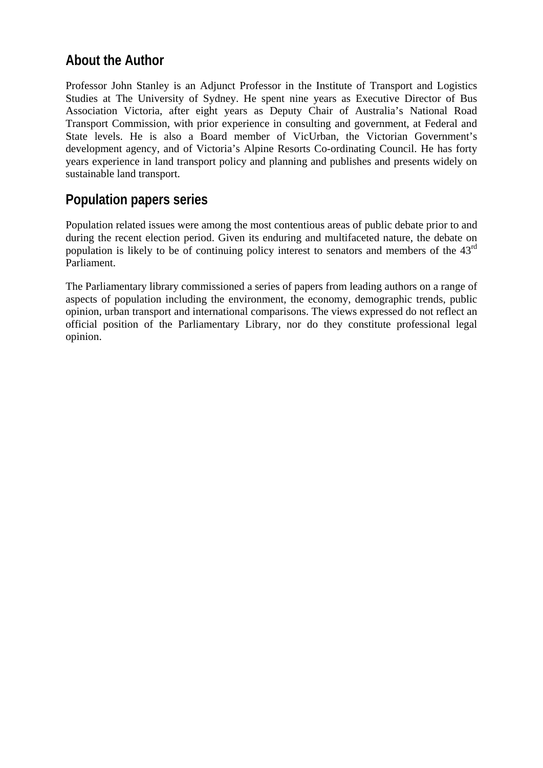## About the Author

Professor John Stanley is an Adjunct Professor in the Institute of Transport and Logistics Studies at The University of Sydney. He spent nine years as Executive Director of Bus Association Victoria, after eight years as Deputy Chair of Australia's National Road Transport Commission, with prior experience in consulting and government, at Federal and State levels. He is also a Board member of VicUrban, the Victorian Government's development agency, and of Victoria's Alpine Resorts Co-ordinating Council. He has forty years experience in land transport policy and planning and publishes and presents widely on sustainable land transport.

## Population papers series

Population related issues were among the most contentious areas of public debate prior to and during the recent election period. Given its enduring and multifaceted nature, the debate on population is likely to be of continuing policy interest to senators and members of the 43rd Parliament.

The Parliamentary library commissioned a series of papers from leading authors on a range of aspects of population including the environment, the economy, demographic trends, public opinion, urban transport and international comparisons. The views expressed do not reflect an official position of the Parliamentary Library, nor do they constitute professional legal opinion.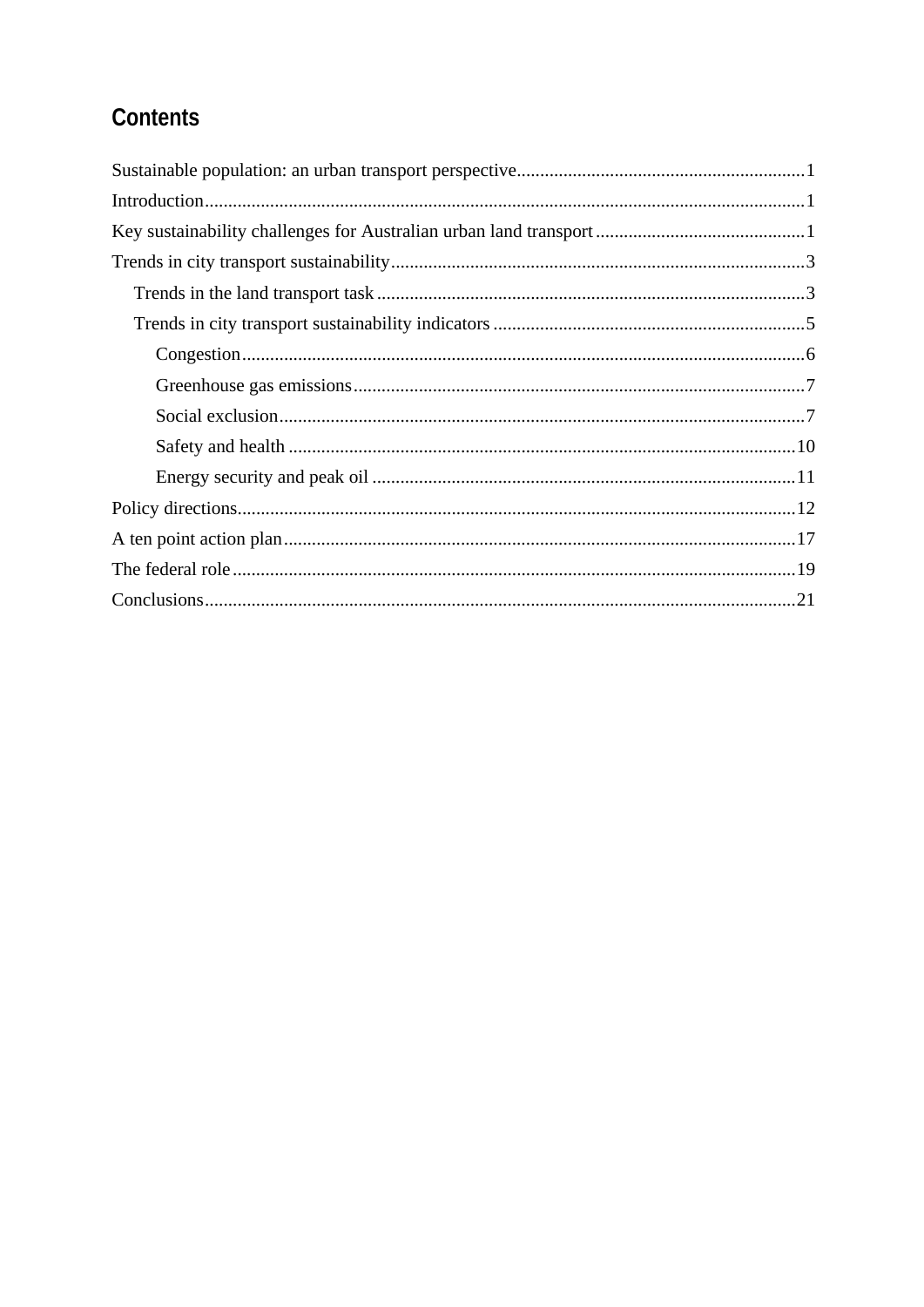## Contents

Sustainable population: an urban transport perspective.............................................................1

Introduction.................................................................................................................1

Key sustainability challenges for Australian urban land transport.............................................1

Trends in city transport sustainability.........................................................................3

- Trends in the land transport task............................................................................3
- Trends in city transport sustainability indicators...................................................5
  - Congestion........................................................................................................6
  - Greenhouse gas emissions.................................................................................7
  - Social exclusion.................................................................................................7
  - Safety and health.............................................................................................10
  - Energy security and peak oil...........................................................................11

Policy directions........................................................................................................12

A ten point action plan.............................................................................................17

The federal role.........................................................................................................19

Conclusions..............................................................................................................21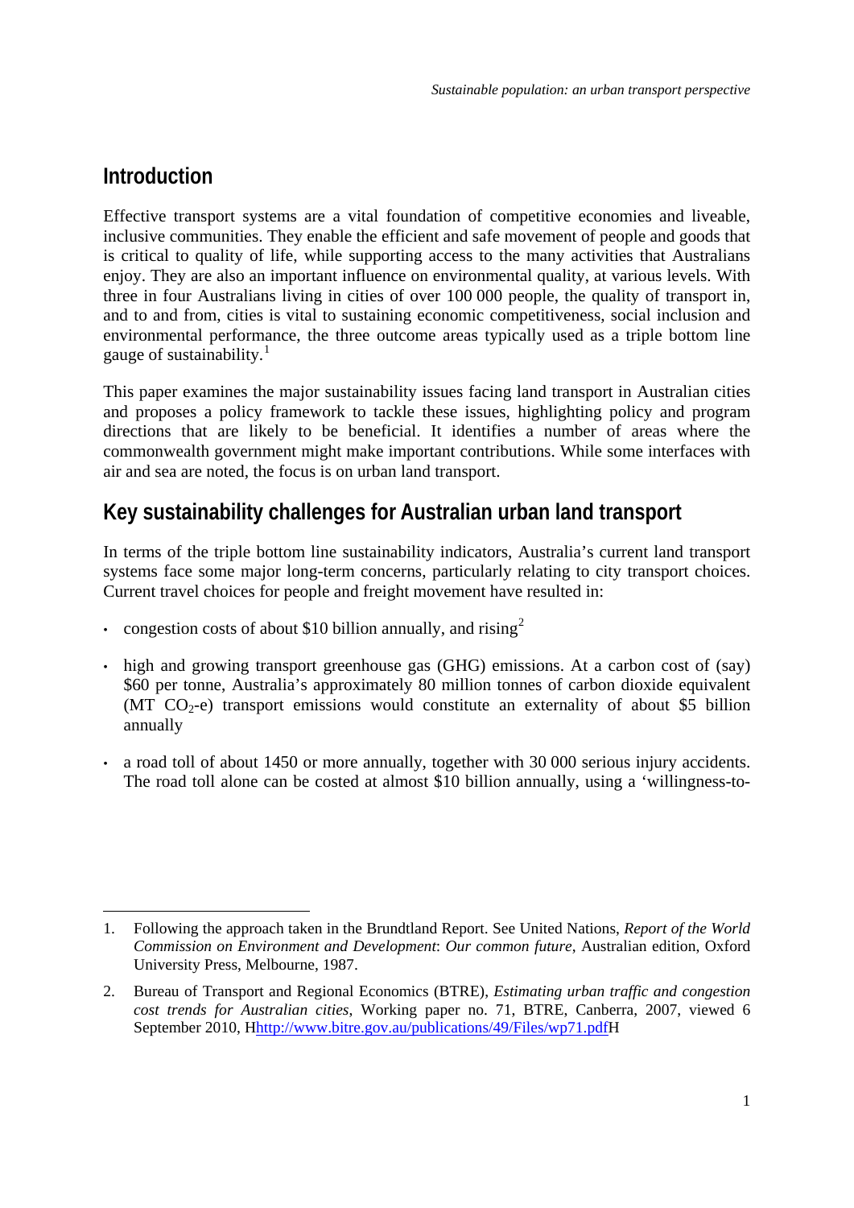## Introduction

Effective transport systems are a vital foundation of competitive economies and liveable, inclusive communities. They enable the efficient and safe movement of people and goods that is critical to quality of life, while supporting access to the many activities that Australians enjoy. They are also an important influence on environmental quality, at various levels. With three in four Australians living in cities of over 100 000 people, the quality of transport in, and to and from, cities is vital to sustaining economic competitiveness, social inclusion and environmental performance, the three outcome areas typically used as a triple bottom line gauge of sustainability.[1]

This paper examines the major sustainability issues facing land transport in Australian cities and proposes a policy framework to tackle these issues, highlighting policy and program directions that are likely to be beneficial. It identifies a number of areas where the commonwealth government might make important contributions. While some interfaces with air and sea are noted, the focus is on urban land transport.

## Key sustainability challenges for Australian urban land transport

In terms of the triple bottom line sustainability indicators, Australia's current land transport systems face some major long-term concerns, particularly relating to city transport choices. Current travel choices for people and freight movement have resulted in:

- congestion costs of about $10 billion annually, and rising[2]
- high and growing transport greenhouse gas (GHG) emissions. At a carbon cost of (say) $60 per tonne, Australia's approximately 80 million tonnes of carbon dioxide equivalent (MT $CO_2$-e) transport emissions would constitute an externality of about $5 billion annually
- a road toll of about 1450 or more annually, together with 30 000 serious injury accidents. The road toll alone can be costed at almost $10 billion annually, using a 'willingness-to-

---

1. Following the approach taken in the Brundtland Report. See United Nations, *Report of the World Commission on Environment and Development*: *Our common future*, Australian edition, Oxford University Press, Melbourne, 1987.

2. Bureau of Transport and Regional Economics (BTRE), *Estimating urban traffic and congestion cost trends for Australian cities*, Working paper no. 71, BTRE, Canberra, 2007, viewed 6 September 2010, Hhttp://www.bitre.gov.au/publications/49/Files/wp71.pdfH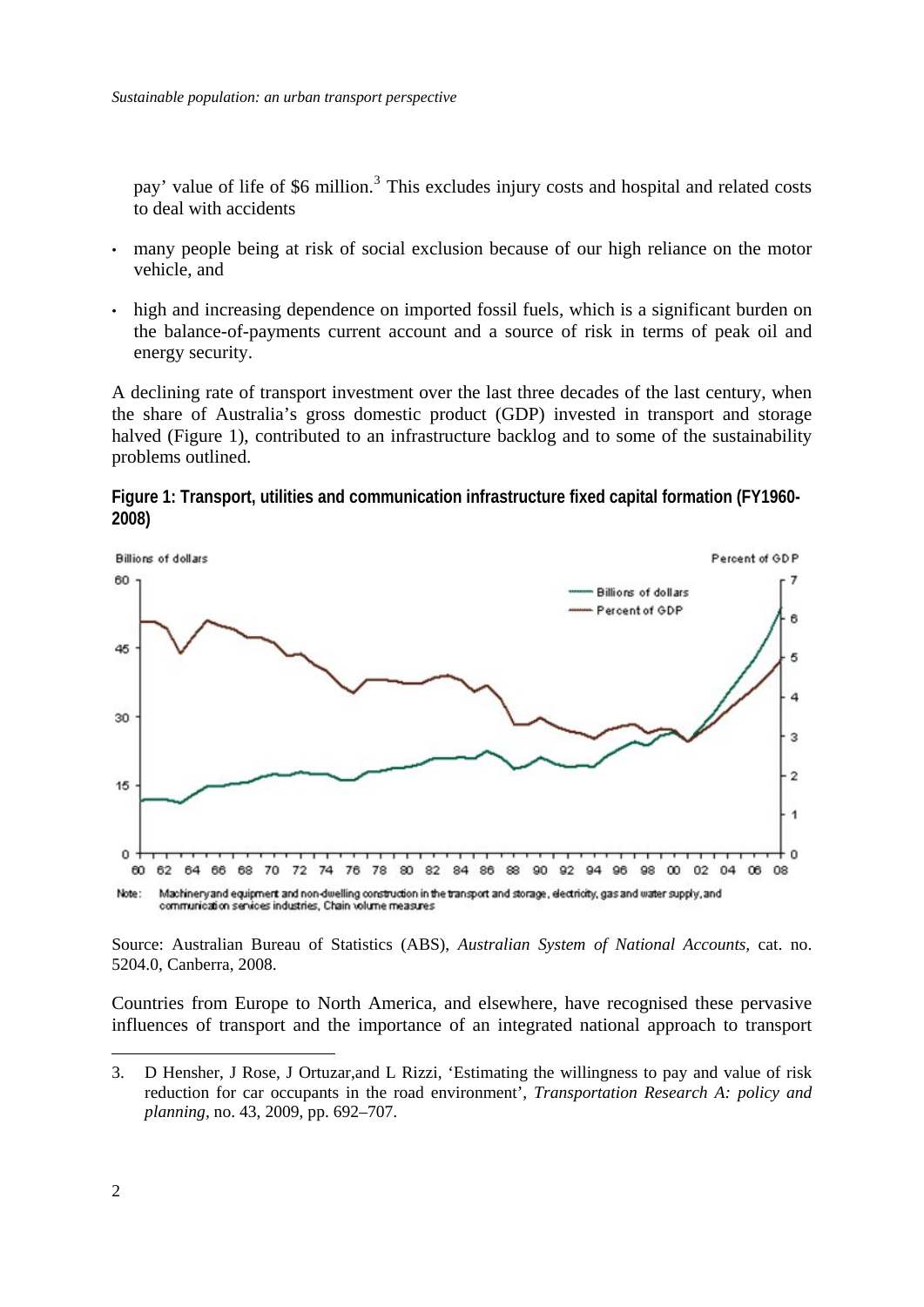pay' value of life of $6 million.[3] This excludes injury costs and hospital and related costs to deal with accidents

- many people being at risk of social exclusion because of our high reliance on the motor vehicle, and
- high and increasing dependence on imported fossil fuels, which is a significant burden on the balance-of-payments current account and a source of risk in terms of peak oil and energy security.

A declining rate of transport investment over the last three decades of the last century, when the share of Australia's gross domestic product (GDP) invested in transport and storage halved (Figure 1), contributed to an infrastructure backlog and to some of the sustainability problems outlined.

**Figure 1: Transport, utilities and communication infrastructure fixed capital formation (FY1960-2008)**

Note: Machinery and equipment and non-dwelling construction in the transport and storage, electricity, gas and water supply, and communication services industries, Chain volume measures

Source: Australian Bureau of Statistics (ABS), *Australian System of National Accounts*, cat. no. 5204.0, Canberra, 2008.

Countries from Europe to North America, and elsewhere, have recognised these pervasive influences of transport and the importance of an integrated national approach to transport

---

3. D Hensher, J Rose, J Ortuzar,and L Rizzi, 'Estimating the willingness to pay and value of risk reduction for car occupants in the road environment', *Transportation Research A: policy and planning*, no. 43, 2009, pp. 692–707.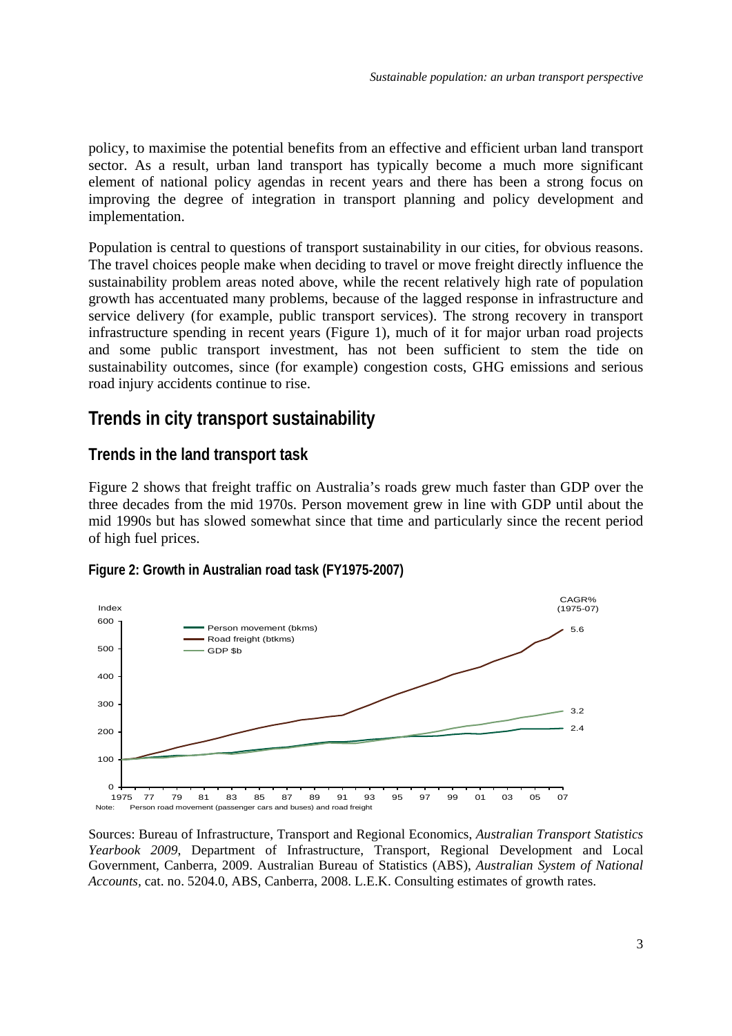policy, to maximise the potential benefits from an effective and efficient urban land transport sector. As a result, urban land transport has typically become a much more significant element of national policy agendas in recent years and there has been a strong focus on improving the degree of integration in transport planning and policy development and implementation.

Population is central to questions of transport sustainability in our cities, for obvious reasons. The travel choices people make when deciding to travel or move freight directly influence the sustainability problem areas noted above, while the recent relatively high rate of population growth has accentuated many problems, because of the lagged response in infrastructure and service delivery (for example, public transport services). The strong recovery in transport infrastructure spending in recent years (Figure 1), much of it for major urban road projects and some public transport investment, has not been sufficient to stem the tide on sustainability outcomes, since (for example) congestion costs, GHG emissions and serious road injury accidents continue to rise.

## Trends in city transport sustainability

### Trends in the land transport task

Figure 2 shows that freight traffic on Australia's roads grew much faster than GDP over the three decades from the mid 1970s. Person movement grew in line with GDP until about the mid 1990s but has slowed somewhat since that time and particularly since the recent period of high fuel prices.

**Figure 2: Growth in Australian road task (FY1975-2007)**

Note: Person road movement (passenger cars and buses) and road freight

Sources: Bureau of Infrastructure, Transport and Regional Economics, *Australian Transport Statistics Yearbook 2009*, Department of Infrastructure, Transport, Regional Development and Local Government, Canberra, 2009. Australian Bureau of Statistics (ABS), *Australian System of National Accounts,* cat. no. 5204.0, ABS, Canberra, 2008. L.E.K. Consulting estimates of growth rates.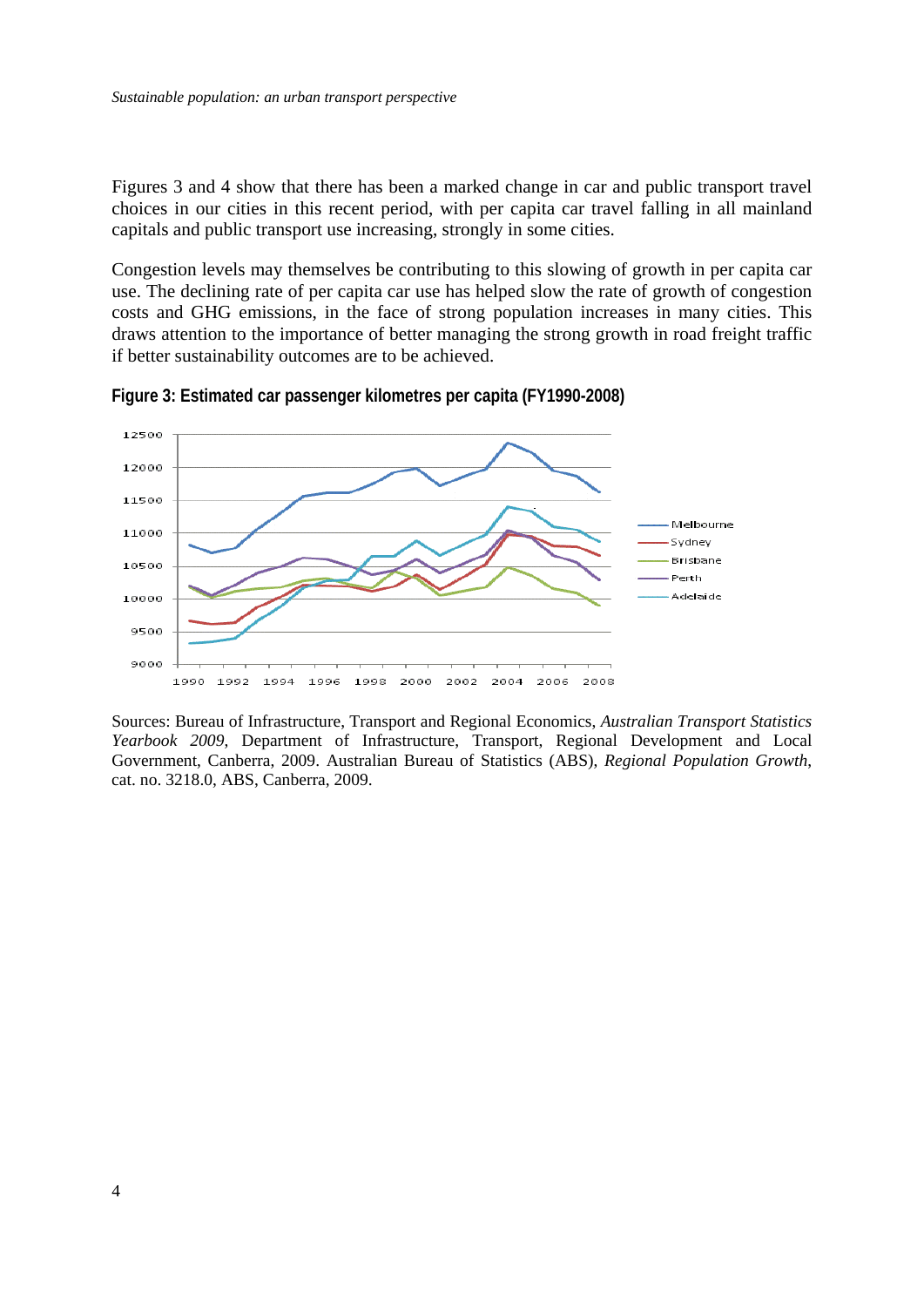Figures 3 and 4 show that there has been a marked change in car and public transport travel choices in our cities in this recent period, with per capita car travel falling in all mainland capitals and public transport use increasing, strongly in some cities.

Congestion levels may themselves be contributing to this slowing of growth in per capita car use. The declining rate of per capita car use has helped slow the rate of growth of congestion costs and GHG emissions, in the face of strong population increases in many cities. This draws attention to the importance of better managing the strong growth in road freight traffic if better sustainability outcomes are to be achieved.

**Figure 3: Estimated car passenger kilometres per capita (FY1990-2008)**

Sources: Bureau of Infrastructure, Transport and Regional Economics, *Australian Transport Statistics Yearbook 2009*, Department of Infrastructure, Transport, Regional Development and Local Government, Canberra, 2009. Australian Bureau of Statistics (ABS), *Regional Population Growth*, cat. no. 3218.0, ABS, Canberra, 2009.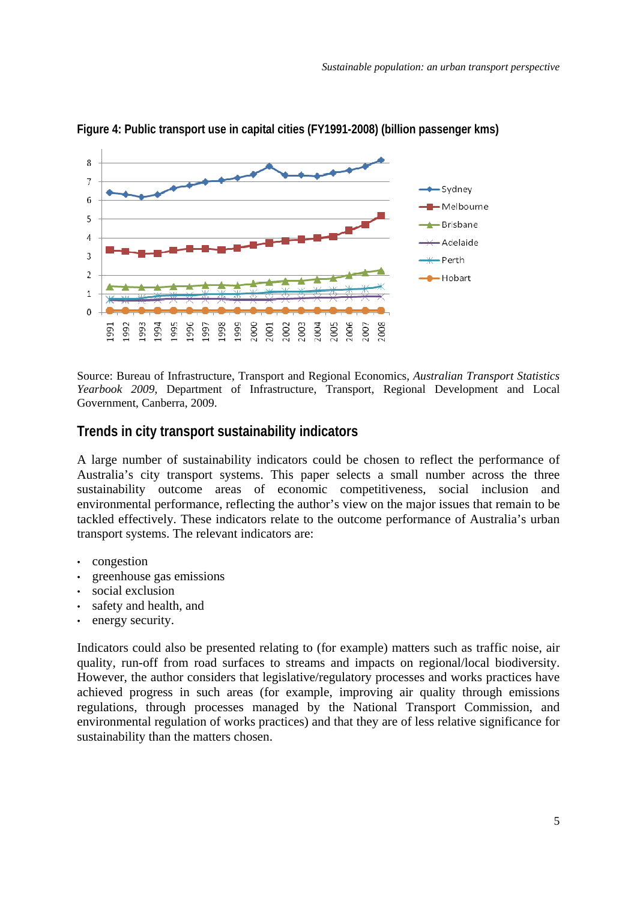**Figure 4: Public transport use in capital cities (FY1991-2008) (billion passenger kms)**

Source: Bureau of Infrastructure, Transport and Regional Economics, *Australian Transport Statistics Yearbook 2009*, Department of Infrastructure, Transport, Regional Development and Local Government, Canberra, 2009.

## Trends in city transport sustainability indicators

A large number of sustainability indicators could be chosen to reflect the performance of Australia's city transport systems. This paper selects a small number across the three sustainability outcome areas of economic competitiveness, social inclusion and environmental performance, reflecting the author's view on the major issues that remain to be tackled effectively. These indicators relate to the outcome performance of Australia's urban transport systems. The relevant indicators are:

- congestion
- greenhouse gas emissions
- social exclusion
- safety and health, and
- energy security.

Indicators could also be presented relating to (for example) matters such as traffic noise, air quality, run-off from road surfaces to streams and impacts on regional/local biodiversity. However, the author considers that legislative/regulatory processes and works practices have achieved progress in such areas (for example, improving air quality through emissions regulations, through processes managed by the National Transport Commission, and environmental regulation of works practices) and that they are of less relative significance for sustainability than the matters chosen.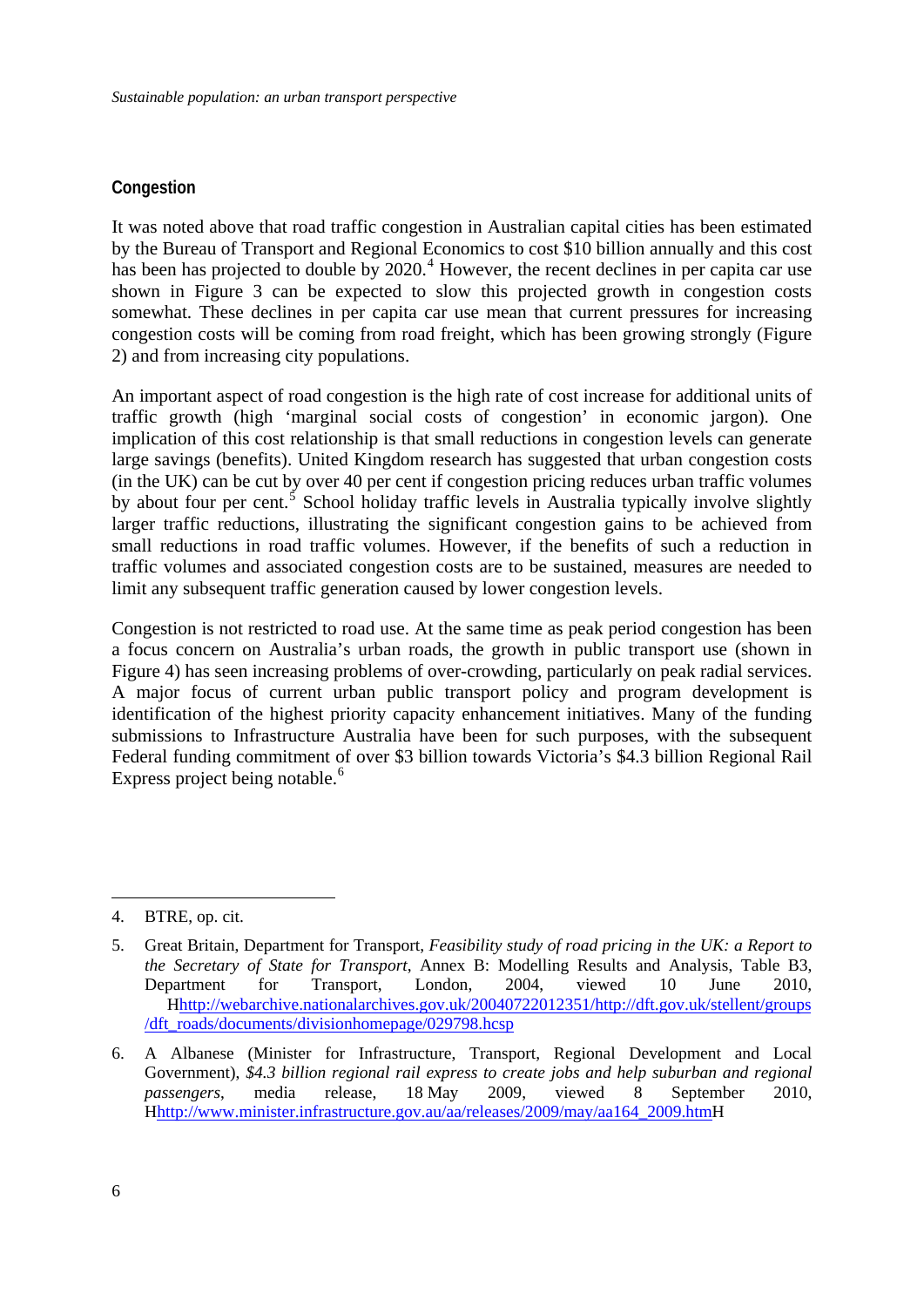## Congestion

It was noted above that road traffic congestion in Australian capital cities has been estimated by the Bureau of Transport and Regional Economics to cost $10 billion annually and this cost has been has projected to double by 2020.[4] However, the recent declines in per capita car use shown in Figure 3 can be expected to slow this projected growth in congestion costs somewhat. These declines in per capita car use mean that current pressures for increasing congestion costs will be coming from road freight, which has been growing strongly (Figure 2) and from increasing city populations.

An important aspect of road congestion is the high rate of cost increase for additional units of traffic growth (high 'marginal social costs of congestion' in economic jargon). One implication of this cost relationship is that small reductions in congestion levels can generate large savings (benefits). United Kingdom research has suggested that urban congestion costs (in the UK) can be cut by over 40 per cent if congestion pricing reduces urban traffic volumes by about four per cent.[5] School holiday traffic levels in Australia typically involve slightly larger traffic reductions, illustrating the significant congestion gains to be achieved from small reductions in road traffic volumes. However, if the benefits of such a reduction in traffic volumes and associated congestion costs are to be sustained, measures are needed to limit any subsequent traffic generation caused by lower congestion levels.

Congestion is not restricted to road use. At the same time as peak period congestion has been a focus concern on Australia's urban roads, the growth in public transport use (shown in Figure 4) has seen increasing problems of over-crowding, particularly on peak radial services. A major focus of current urban public transport policy and program development is identification of the highest priority capacity enhancement initiatives. Many of the funding submissions to Infrastructure Australia have been for such purposes, with the subsequent Federal funding commitment of over $3 billion towards Victoria's $4.3 billion Regional Rail Express project being notable.[6]

---

4. BTRE, op. cit.

5. Great Britain, Department for Transport, *Feasibility study of road pricing in the UK: a Report to the Secretary of State for Transport*, Annex B: Modelling Results and Analysis, Table B3, Department for Transport, London, 2004, viewed 10 June 2010, http://webarchive.nationalarchives.gov.uk/20040722012351/http://dft.gov.uk/stellent/groups/dft_roads/documents/divisionhomepage/029798.hcsp

6. A Albanese (Minister for Infrastructure, Transport, Regional Development and Local Government), *$4.3 billion regional rail express to create jobs and help suburban and regional passengers*, media release, 18 May 2009, viewed 8 September 2010, http://www.minister.infrastructure.gov.au/aa/releases/2009/may/aa164_2009.htm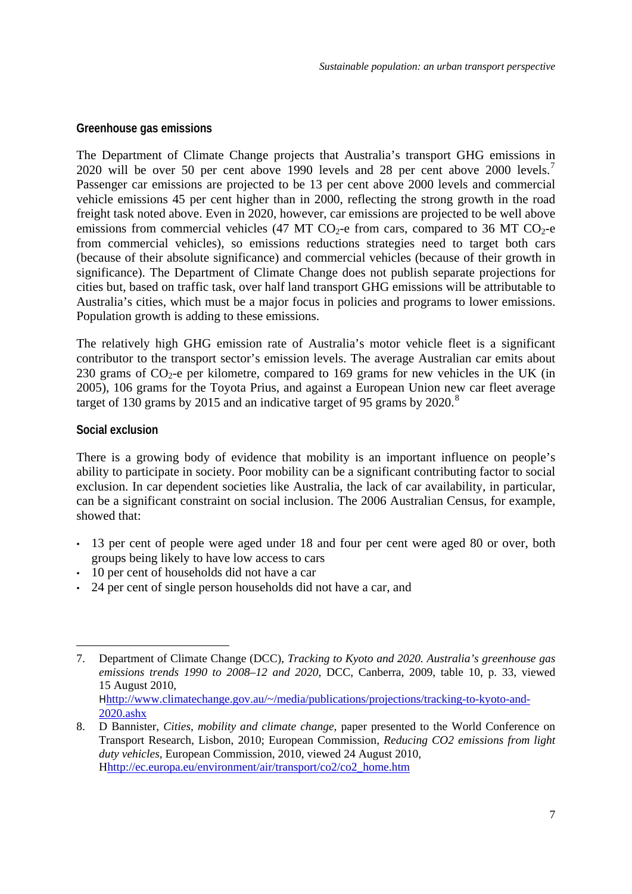## Greenhouse gas emissions

The Department of Climate Change projects that Australia's transport GHG emissions in 2020 will be over 50 per cent above 1990 levels and 28 per cent above 2000 levels.[7] Passenger car emissions are projected to be 13 per cent above 2000 levels and commercial vehicle emissions 45 per cent higher than in 2000, reflecting the strong growth in the road freight task noted above. Even in 2020, however, car emissions are projected to be well above emissions from commercial vehicles (47 MT $CO_2$-e from cars, compared to 36 MT $CO_2$-e from commercial vehicles), so emissions reductions strategies need to target both cars (because of their absolute significance) and commercial vehicles (because of their growth in significance). The Department of Climate Change does not publish separate projections for cities but, based on traffic task, over half land transport GHG emissions will be attributable to Australia's cities, which must be a major focus in policies and programs to lower emissions. Population growth is adding to these emissions.

The relatively high GHG emission rate of Australia's motor vehicle fleet is a significant contributor to the transport sector's emission levels. The average Australian car emits about 230 grams of $CO_2$-e per kilometre, compared to 169 grams for new vehicles in the UK (in 2005), 106 grams for the Toyota Prius, and against a European Union new car fleet average target of 130 grams by 2015 and an indicative target of 95 grams by 2020.[8]

## Social exclusion

There is a growing body of evidence that mobility is an important influence on people's ability to participate in society. Poor mobility can be a significant contributing factor to social exclusion. In car dependent societies like Australia, the lack of car availability, in particular, can be a significant constraint on social inclusion. The 2006 Australian Census, for example, showed that:

- 13 per cent of people were aged under 18 and four per cent were aged 80 or over, both groups being likely to have low access to cars
- 10 per cent of households did not have a car
- 24 per cent of single person households did not have a car, and

---

7. Department of Climate Change (DCC), *Tracking to Kyoto and 2020. Australia's greenhouse gas emissions trends 1990 to 2008–12 and 2020*, DCC, Canberra, 2009, table 10, p. 33, viewed 15 August 2010, http://www.climatechange.gov.au/~/media/publications/projections/tracking-to-kyoto-and-2020.ashx

8. D Bannister, *Cities, mobility and climate change*, paper presented to the World Conference on Transport Research, Lisbon, 2010; European Commission, *Reducing CO2 emissions from light duty vehicles*, European Commission, 2010, viewed 24 August 2010, http://ec.europa.eu/environment/air/transport/co2/co2_home.htm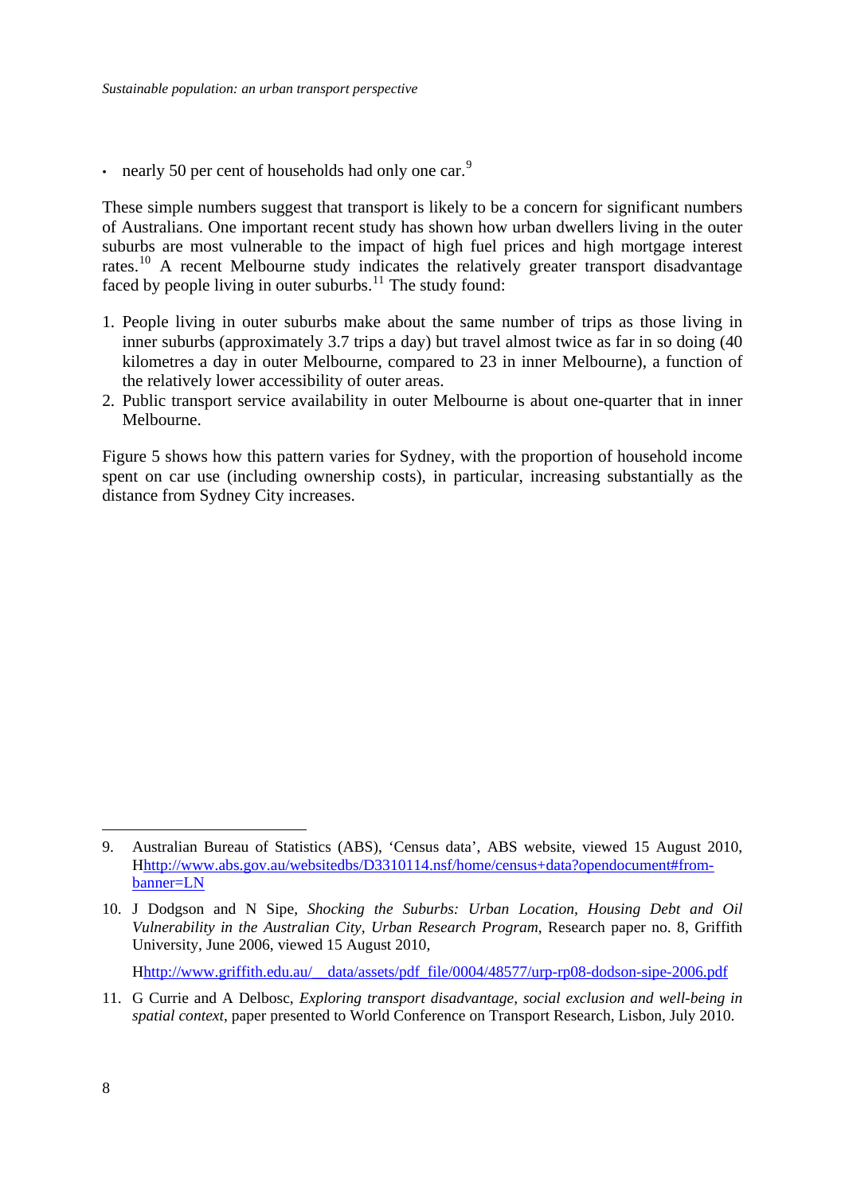- nearly 50 per cent of households had only one car.[9]

These simple numbers suggest that transport is likely to be a concern for significant numbers of Australians. One important recent study has shown how urban dwellers living in the outer suburbs are most vulnerable to the impact of high fuel prices and high mortgage interest rates.[10] A recent Melbourne study indicates the relatively greater transport disadvantage faced by people living in outer suburbs.[11] The study found:

1. People living in outer suburbs make about the same number of trips as those living in inner suburbs (approximately 3.7 trips a day) but travel almost twice as far in so doing (40 kilometres a day in outer Melbourne, compared to 23 in inner Melbourne), a function of the relatively lower accessibility of outer areas.
2. Public transport service availability in outer Melbourne is about one-quarter that in inner Melbourne.

Figure 5 shows how this pattern varies for Sydney, with the proportion of household income spent on car use (including ownership costs), in particular, increasing substantially as the distance from Sydney City increases.

---

9. Australian Bureau of Statistics (ABS), 'Census data', ABS website, viewed 15 August 2010, Hhttp://www.abs.gov.au/websitedbs/D3310114.nsf/home/census+data?opendocument#from-banner=LN

10. J Dodgson and N Sipe, *Shocking the Suburbs: Urban Location, Housing Debt and Oil Vulnerability in the Australian City, Urban Research Program*, Research paper no. 8, Griffith University, June 2006, viewed 15 August 2010,

    Hhttp://www.griffith.edu.au/__data/assets/pdf_file/0004/48577/urp-rp08-dodson-sipe-2006.pdf

11. G Currie and A Delbosc, *Exploring transport disadvantage, social exclusion and well-being in spatial context*, paper presented to World Conference on Transport Research, Lisbon, July 2010.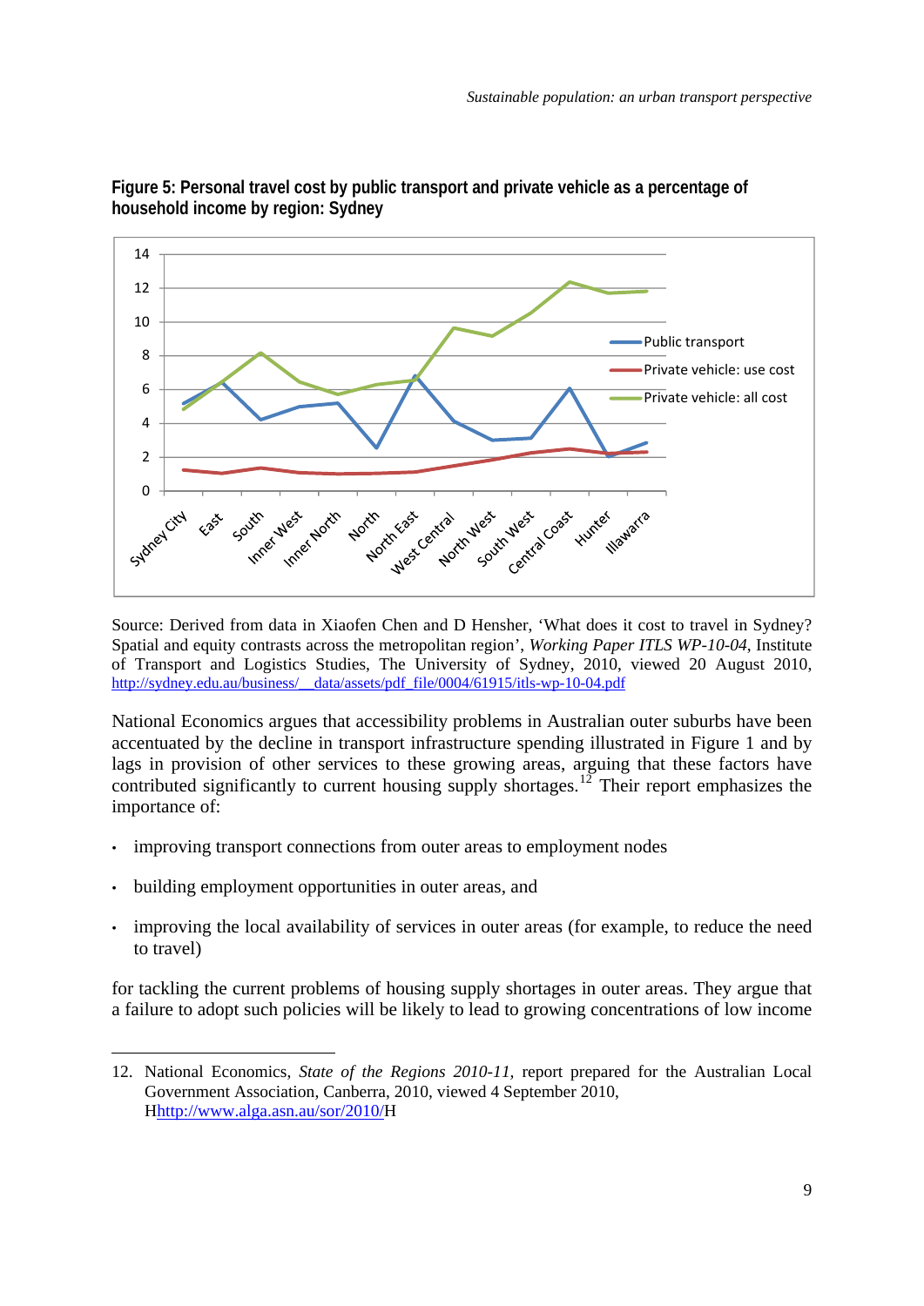**Figure 5: Personal travel cost by public transport and private vehicle as a percentage of household income by region: Sydney**

Source: Derived from data in Xiaofen Chen and D Hensher, 'What does it cost to travel in Sydney? Spatial and equity contrasts across the metropolitan region', *Working Paper ITLS WP-10-04*, Institute of Transport and Logistics Studies, The University of Sydney, 2010, viewed 20 August 2010, http://sydney.edu.au/business/__data/assets/pdf_file/0004/61915/itls-wp-10-04.pdf

National Economics argues that accessibility problems in Australian outer suburbs have been accentuated by the decline in transport infrastructure spending illustrated in Figure 1 and by lags in provision of other services to these growing areas, arguing that these factors have contributed significantly to current housing supply shortages.[12] Their report emphasizes the importance of:

- improving transport connections from outer areas to employment nodes
- building employment opportunities in outer areas, and
- improving the local availability of services in outer areas (for example, to reduce the need to travel)

for tackling the current problems of housing supply shortages in outer areas. They argue that a failure to adopt such policies will be likely to lead to growing concentrations of low income

12. National Economics, *State of the Regions 2010-11*, report prepared for the Australian Local Government Association, Canberra, 2010, viewed 4 September 2010, Hhttp://www.alga.asn.au/sor/2010/H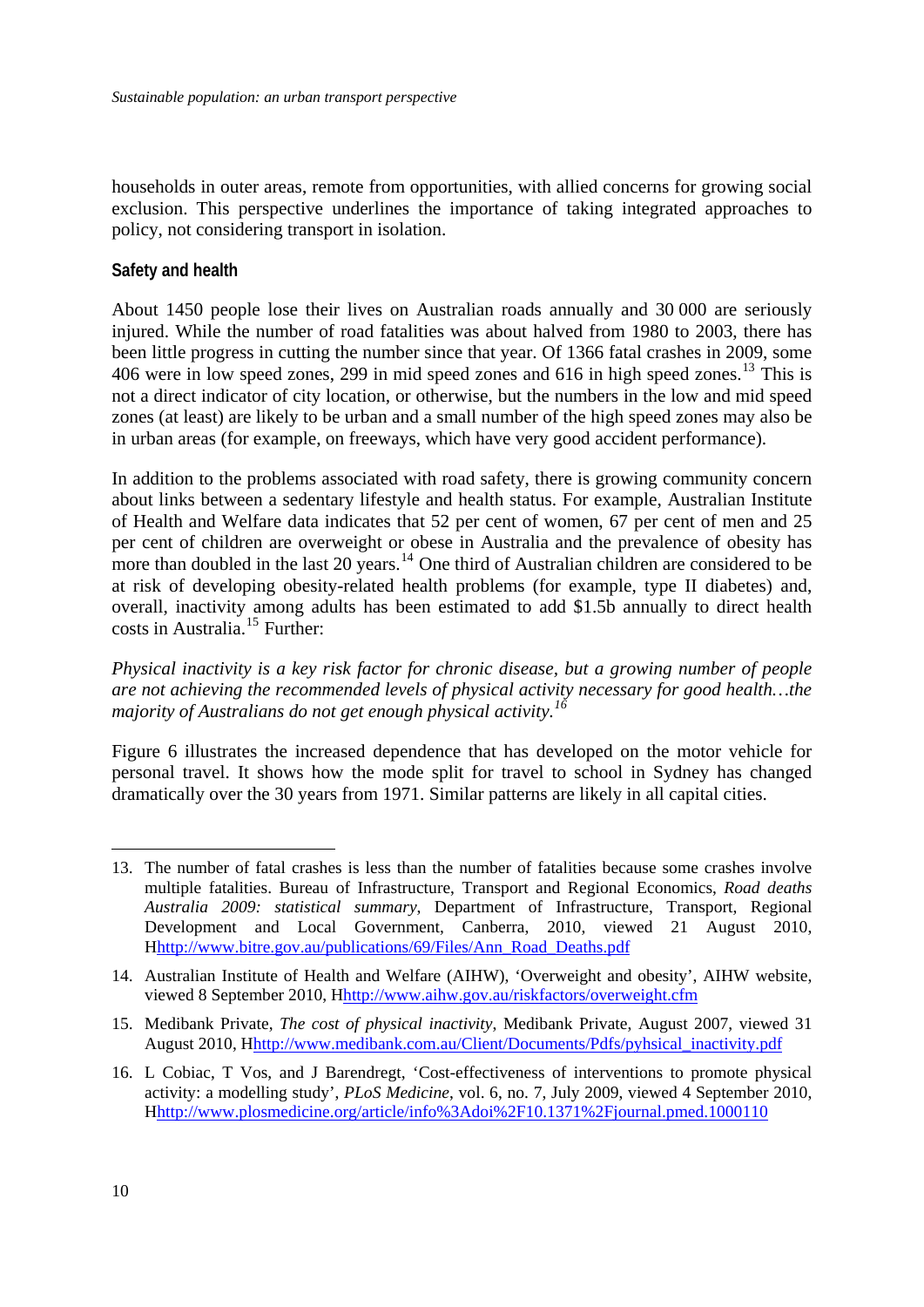households in outer areas, remote from opportunities, with allied concerns for growing social exclusion. This perspective underlines the importance of taking integrated approaches to policy, not considering transport in isolation.

### Safety and health

About 1450 people lose their lives on Australian roads annually and 30 000 are seriously injured. While the number of road fatalities was about halved from 1980 to 2003, there has been little progress in cutting the number since that year. Of 1366 fatal crashes in 2009, some 406 were in low speed zones, 299 in mid speed zones and 616 in high speed zones.[13] This is not a direct indicator of city location, or otherwise, but the numbers in the low and mid speed zones (at least) are likely to be urban and a small number of the high speed zones may also be in urban areas (for example, on freeways, which have very good accident performance).

In addition to the problems associated with road safety, there is growing community concern about links between a sedentary lifestyle and health status. For example, Australian Institute of Health and Welfare data indicates that 52 per cent of women, 67 per cent of men and 25 per cent of children are overweight or obese in Australia and the prevalence of obesity has more than doubled in the last 20 years.[14] One third of Australian children are considered to be at risk of developing obesity-related health problems (for example, type II diabetes) and, overall, inactivity among adults has been estimated to add $1.5b annually to direct health costs in Australia.[15] Further:

*Physical inactivity is a key risk factor for chronic disease, but a growing number of people are not achieving the recommended levels of physical activity necessary for good health…the majority of Australians do not get enough physical activity.*[16]

Figure 6 illustrates the increased dependence that has developed on the motor vehicle for personal travel. It shows how the mode split for travel to school in Sydney has changed dramatically over the 30 years from 1971. Similar patterns are likely in all capital cities.

---

13. The number of fatal crashes is less than the number of fatalities because some crashes involve multiple fatalities. Bureau of Infrastructure, Transport and Regional Economics, *Road deaths Australia 2009: statistical summary*, Department of Infrastructure, Transport, Regional Development and Local Government, Canberra, 2010, viewed 21 August 2010, Hhttp://www.bitre.gov.au/publications/69/Files/Ann_Road_Deaths.pdf

14. Australian Institute of Health and Welfare (AIHW), 'Overweight and obesity', AIHW website, viewed 8 September 2010, Hhttp://www.aihw.gov.au/riskfactors/overweight.cfm

15. Medibank Private, *The cost of physical inactivity*, Medibank Private, August 2007, viewed 31 August 2010, Hhttp://www.medibank.com.au/Client/Documents/Pdfs/pyhsical_inactivity.pdf

16. L Cobiac, T Vos, and J Barendregt, 'Cost-effectiveness of interventions to promote physical activity: a modelling study', *PLoS Medicine*, vol. 6, no. 7, July 2009, viewed 4 September 2010, Hhttp://www.plosmedicine.org/article/info%3Adoi%2F10.1371%2Fjournal.pmed.1000110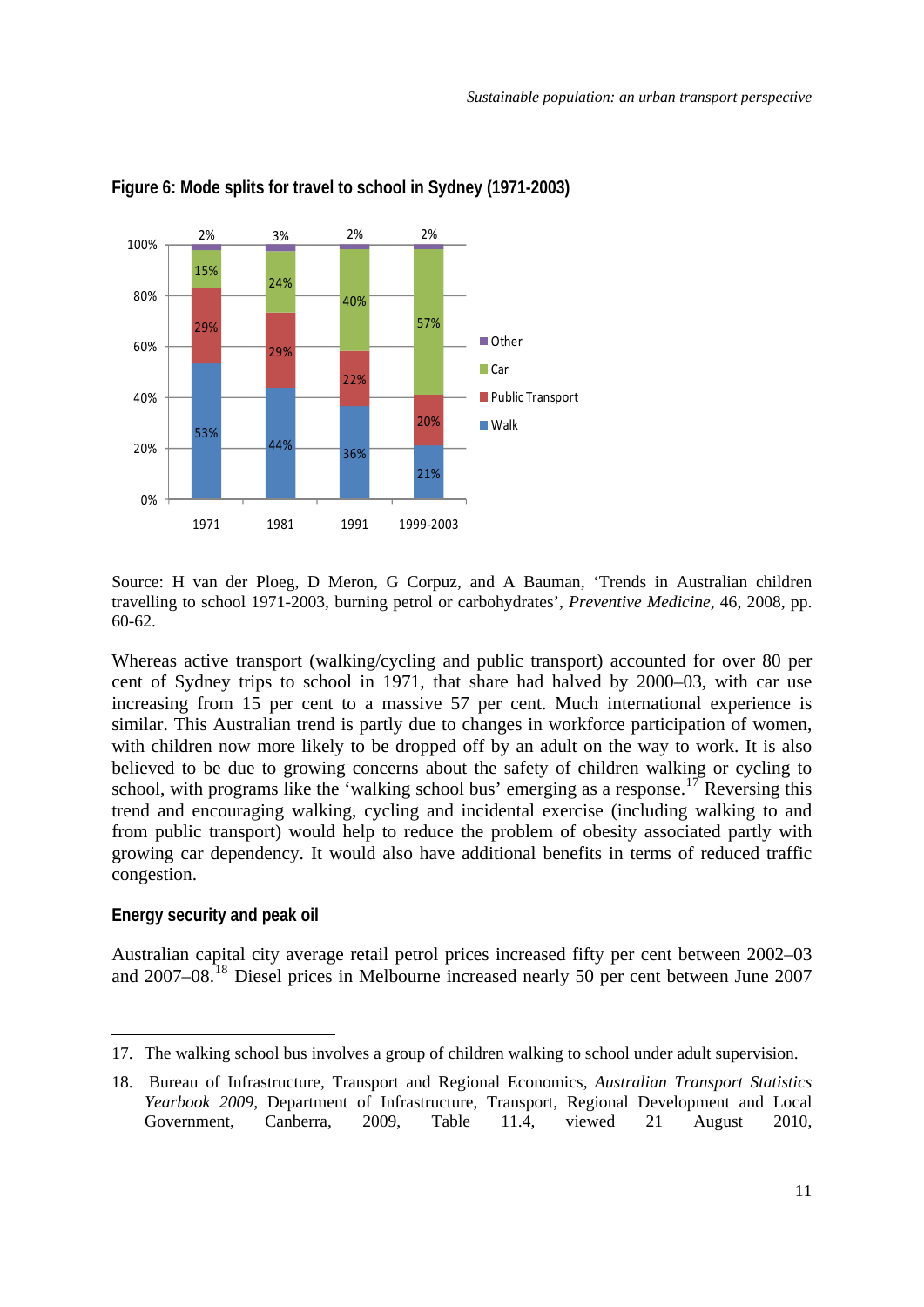**Figure 6: Mode splits for travel to school in Sydney (1971-2003)**

| | 1971 | 1981 | 1991 | 1999-2003 |
|---|---|---|---|---|
| Other | 2% | 3% | 2% | 2% |
| Car | 15% | 24% | 40% | 57% |
| Public Transport | 29% | 29% | 22% | 20% |
| Walk | 53% | 44% | 36% | 21% |

Source: H van der Ploeg, D Meron, G Corpuz, and A Bauman, 'Trends in Australian children travelling to school 1971-2003, burning petrol or carbohydrates', *Preventive Medicine*, 46, 2008, pp. 60-62.

Whereas active transport (walking/cycling and public transport) accounted for over 80 per cent of Sydney trips to school in 1971, that share had halved by 2000–03, with car use increasing from 15 per cent to a massive 57 per cent. Much international experience is similar. This Australian trend is partly due to changes in workforce participation of women, with children now more likely to be dropped off by an adult on the way to work. It is also believed to be due to growing concerns about the safety of children walking or cycling to school, with programs like the 'walking school bus' emerging as a response.[17] Reversing this trend and encouraging walking, cycling and incidental exercise (including walking to and from public transport) would help to reduce the problem of obesity associated partly with growing car dependency. It would also have additional benefits in terms of reduced traffic congestion.

### Energy security and peak oil

Australian capital city average retail petrol prices increased fifty per cent between 2002–03 and 2007–08.[18] Diesel prices in Melbourne increased nearly 50 per cent between June 2007

---

17. The walking school bus involves a group of children walking to school under adult supervision.

18. Bureau of Infrastructure, Transport and Regional Economics, *Australian Transport Statistics Yearbook 2009*, Department of Infrastructure, Transport, Regional Development and Local Government, Canberra, 2009, Table 11.4, viewed 21 August 2010,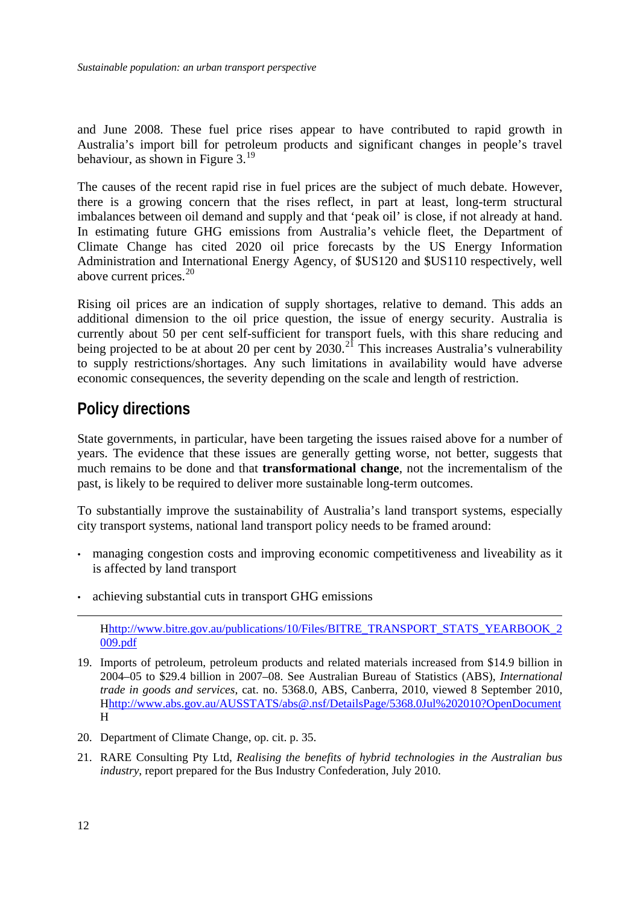and June 2008. These fuel price rises appear to have contributed to rapid growth in Australia's import bill for petroleum products and significant changes in people's travel behaviour, as shown in Figure 3.[19]

The causes of the recent rapid rise in fuel prices are the subject of much debate. However, there is a growing concern that the rises reflect, in part at least, long-term structural imbalances between oil demand and supply and that 'peak oil' is close, if not already at hand. In estimating future GHG emissions from Australia's vehicle fleet, the Department of Climate Change has cited 2020 oil price forecasts by the US Energy Information Administration and International Energy Agency, of $US120 and $US110 respectively, well above current prices.[20]

Rising oil prices are an indication of supply shortages, relative to demand. This adds an additional dimension to the oil price question, the issue of energy security. Australia is currently about 50 per cent self-sufficient for transport fuels, with this share reducing and being projected to be at about 20 per cent by 2030.[21] This increases Australia's vulnerability to supply restrictions/shortages. Any such limitations in availability would have adverse economic consequences, the severity depending on the scale and length of restriction.

## Policy directions

State governments, in particular, have been targeting the issues raised above for a number of years. The evidence that these issues are generally getting worse, not better, suggests that much remains to be done and that **transformational change**, not the incrementalism of the past, is likely to be required to deliver more sustainable long-term outcomes.

To substantially improve the sustainability of Australia's land transport systems, especially city transport systems, national land transport policy needs to be framed around:

- managing congestion costs and improving economic competitiveness and liveability as it is affected by land transport
- achieving substantial cuts in transport GHG emissions

---

Hhttp://www.bitre.gov.au/publications/10/Files/BITRE_TRANSPORT_STATS_YEARBOOK_2009.pdf

19. Imports of petroleum, petroleum products and related materials increased from $14.9 billion in 2004–05 to $29.4 billion in 2007–08. See Australian Bureau of Statistics (ABS), *International trade in goods and services*, cat. no. 5368.0, ABS, Canberra, 2010, viewed 8 September 2010, Hhttp://www.abs.gov.au/AUSSTATS/abs@.nsf/DetailsPage/5368.0Jul%202010?OpenDocument H

20. Department of Climate Change, op. cit. p. 35.

21. RARE Consulting Pty Ltd, *Realising the benefits of hybrid technologies in the Australian bus industry*, report prepared for the Bus Industry Confederation, July 2010.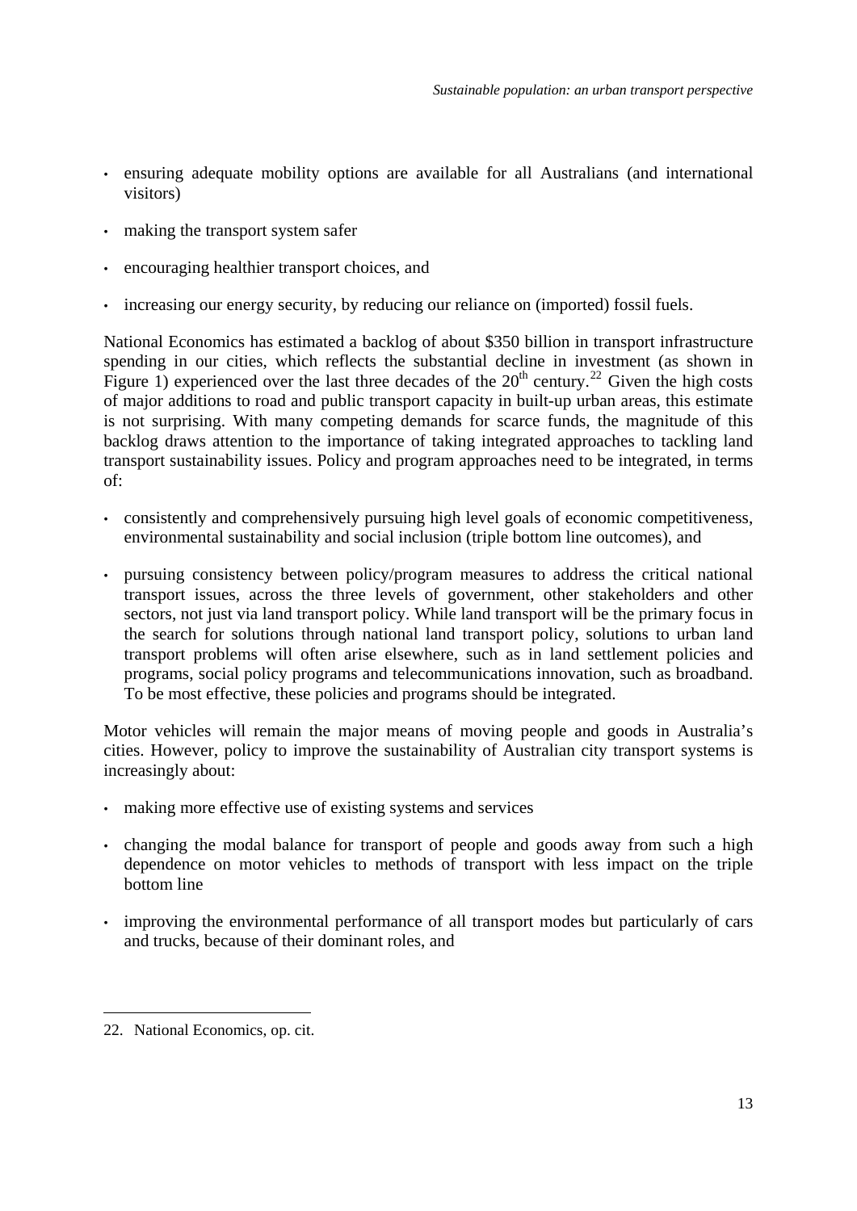- ensuring adequate mobility options are available for all Australians (and international visitors)
- making the transport system safer
- encouraging healthier transport choices, and
- increasing our energy security, by reducing our reliance on (imported) fossil fuels.

National Economics has estimated a backlog of about $350 billion in transport infrastructure spending in our cities, which reflects the substantial decline in investment (as shown in Figure 1) experienced over the last three decades of the 20th century.[22] Given the high costs of major additions to road and public transport capacity in built-up urban areas, this estimate is not surprising. With many competing demands for scarce funds, the magnitude of this backlog draws attention to the importance of taking integrated approaches to tackling land transport sustainability issues. Policy and program approaches need to be integrated, in terms of:

- consistently and comprehensively pursuing high level goals of economic competitiveness, environmental sustainability and social inclusion (triple bottom line outcomes), and
- pursuing consistency between policy/program measures to address the critical national transport issues, across the three levels of government, other stakeholders and other sectors, not just via land transport policy. While land transport will be the primary focus in the search for solutions through national land transport policy, solutions to urban land transport problems will often arise elsewhere, such as in land settlement policies and programs, social policy programs and telecommunications innovation, such as broadband. To be most effective, these policies and programs should be integrated.

Motor vehicles will remain the major means of moving people and goods in Australia's cities. However, policy to improve the sustainability of Australian city transport systems is increasingly about:

- making more effective use of existing systems and services
- changing the modal balance for transport of people and goods away from such a high dependence on motor vehicles to methods of transport with less impact on the triple bottom line
- improving the environmental performance of all transport modes but particularly of cars and trucks, because of their dominant roles, and

---

22. National Economics, op. cit.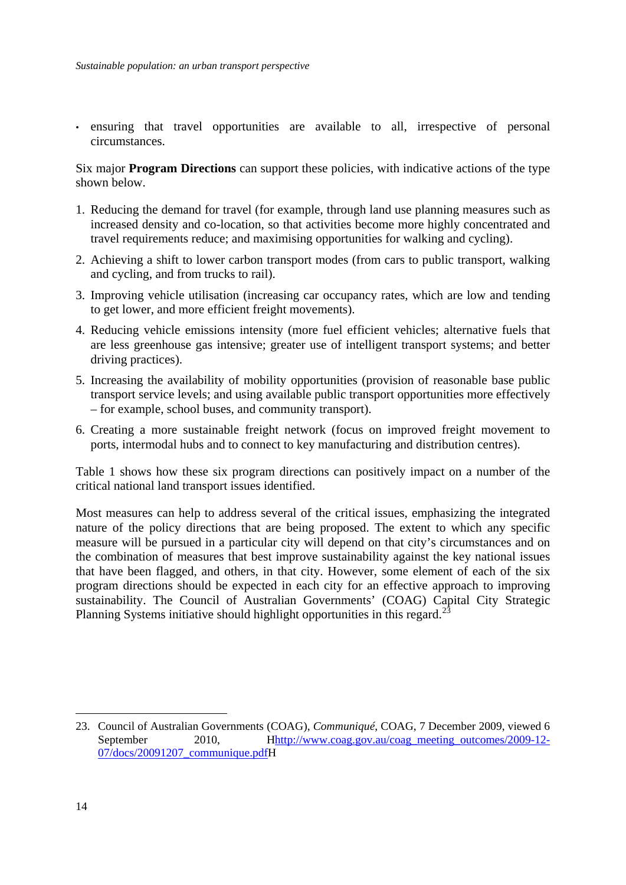- ensuring that travel opportunities are available to all, irrespective of personal circumstances.

Six major **Program Directions** can support these policies, with indicative actions of the type shown below.

1. Reducing the demand for travel (for example, through land use planning measures such as increased density and co-location, so that activities become more highly concentrated and travel requirements reduce; and maximising opportunities for walking and cycling).
2. Achieving a shift to lower carbon transport modes (from cars to public transport, walking and cycling, and from trucks to rail).
3. Improving vehicle utilisation (increasing car occupancy rates, which are low and tending to get lower, and more efficient freight movements).
4. Reducing vehicle emissions intensity (more fuel efficient vehicles; alternative fuels that are less greenhouse gas intensive; greater use of intelligent transport systems; and better driving practices).
5. Increasing the availability of mobility opportunities (provision of reasonable base public transport service levels; and using available public transport opportunities more effectively – for example, school buses, and community transport).
6. Creating a more sustainable freight network (focus on improved freight movement to ports, intermodal hubs and to connect to key manufacturing and distribution centres).

Table 1 shows how these six program directions can positively impact on a number of the critical national land transport issues identified.

Most measures can help to address several of the critical issues, emphasizing the integrated nature of the policy directions that are being proposed. The extent to which any specific measure will be pursued in a particular city will depend on that city's circumstances and on the combination of measures that best improve sustainability against the key national issues that have been flagged, and others, in that city. However, some element of each of the six program directions should be expected in each city for an effective approach to improving sustainability. The Council of Australian Governments' (COAG) Capital City Strategic Planning Systems initiative should highlight opportunities in this regard.[23]

---

23. Council of Australian Governments (COAG), *Communiqué*, COAG, 7 December 2009, viewed 6 September 2010, Hhttp://www.coag.gov.au/coag_meeting_outcomes/2009-12-07/docs/20091207_communique.pdfH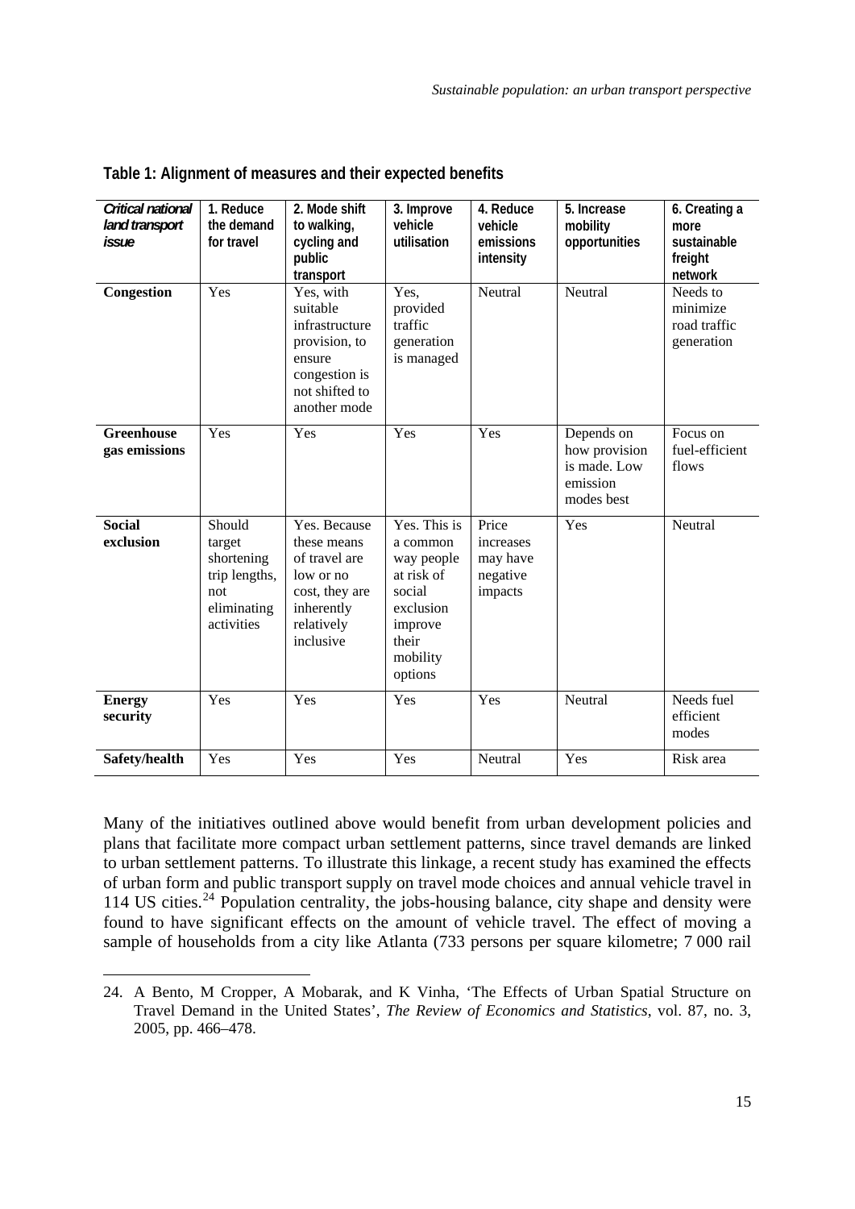**Table 1: Alignment of measures and their expected benefits**

| *Critical national land transport issue* | 1. Reduce the demand for travel | 2. Mode shift to walking, cycling and public transport | 3. Improve vehicle utilisation | 4. Reduce vehicle emissions intensity | 5. Increase mobility opportunities | 6. Creating a more sustainable freight network |
|---|---|---|---|---|---|---|
| **Congestion** | Yes | Yes, with suitable infrastructure provision, to ensure congestion is not shifted to another mode | Yes, provided traffic generation is managed | Neutral | Neutral | Needs to minimize road traffic generation |
| **Greenhouse gas emissions** | Yes | Yes | Yes | Yes | Depends on how provision is made. Low emission modes best | Focus on fuel-efficient flows |
| **Social exclusion** | Should target shortening trip lengths, not eliminating activities | Yes. Because these means of travel are low or no cost, they are inherently relatively inclusive | Yes. This is a common way people at risk of social exclusion improve their mobility options | Price increases may have negative impacts | Yes | Neutral |
| **Energy security** | Yes | Yes | Yes | Yes | Neutral | Needs fuel efficient modes |
| **Safety/health** | Yes | Yes | Yes | Neutral | Yes | Risk area |

Many of the initiatives outlined above would benefit from urban development policies and plans that facilitate more compact urban settlement patterns, since travel demands are linked to urban settlement patterns. To illustrate this linkage, a recent study has examined the effects of urban form and public transport supply on travel mode choices and annual vehicle travel in 114 US cities.[24] Population centrality, the jobs-housing balance, city shape and density were found to have significant effects on the amount of vehicle travel. The effect of moving a sample of households from a city like Atlanta (733 persons per square kilometre; 7 000 rail

24. A Bento, M Cropper, A Mobarak, and K Vinha, 'The Effects of Urban Spatial Structure on Travel Demand in the United States', *The Review of Economics and Statistics*, vol. 87, no. 3, 2005, pp. 466–478.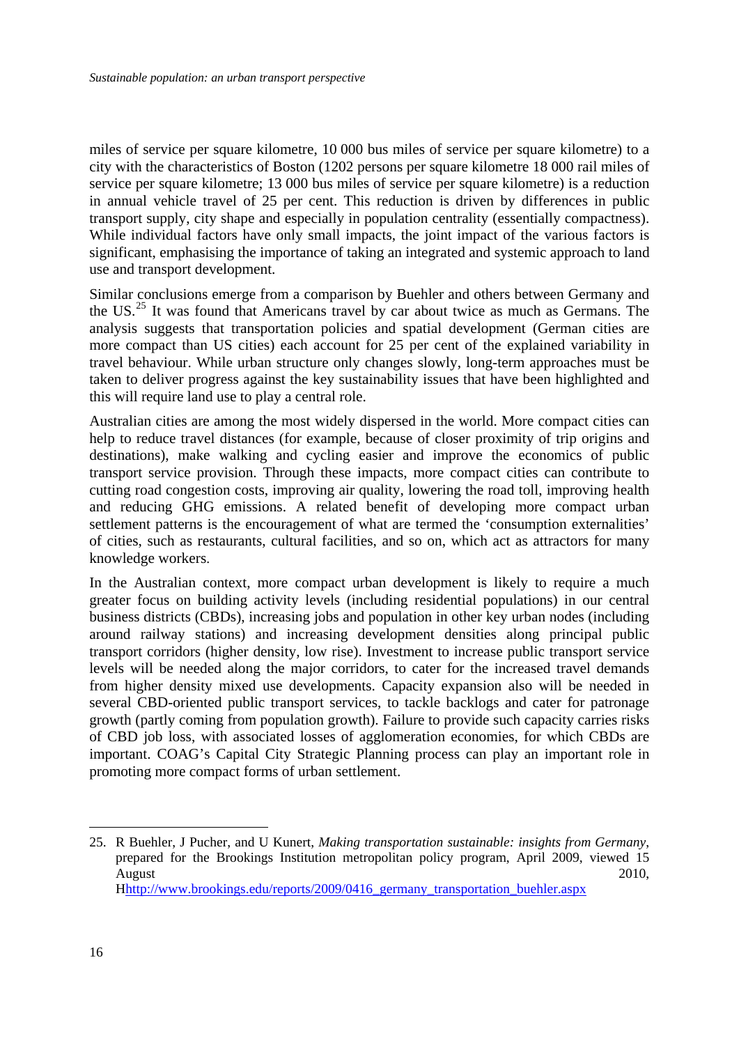miles of service per square kilometre, 10 000 bus miles of service per square kilometre) to a city with the characteristics of Boston (1202 persons per square kilometre 18 000 rail miles of service per square kilometre; 13 000 bus miles of service per square kilometre) is a reduction in annual vehicle travel of 25 per cent. This reduction is driven by differences in public transport supply, city shape and especially in population centrality (essentially compactness). While individual factors have only small impacts, the joint impact of the various factors is significant, emphasising the importance of taking an integrated and systemic approach to land use and transport development.

Similar conclusions emerge from a comparison by Buehler and others between Germany and the US.[25] It was found that Americans travel by car about twice as much as Germans. The analysis suggests that transportation policies and spatial development (German cities are more compact than US cities) each account for 25 per cent of the explained variability in travel behaviour. While urban structure only changes slowly, long-term approaches must be taken to deliver progress against the key sustainability issues that have been highlighted and this will require land use to play a central role.

Australian cities are among the most widely dispersed in the world. More compact cities can help to reduce travel distances (for example, because of closer proximity of trip origins and destinations), make walking and cycling easier and improve the economics of public transport service provision. Through these impacts, more compact cities can contribute to cutting road congestion costs, improving air quality, lowering the road toll, improving health and reducing GHG emissions. A related benefit of developing more compact urban settlement patterns is the encouragement of what are termed the 'consumption externalities' of cities, such as restaurants, cultural facilities, and so on, which act as attractors for many knowledge workers.

In the Australian context, more compact urban development is likely to require a much greater focus on building activity levels (including residential populations) in our central business districts (CBDs), increasing jobs and population in other key urban nodes (including around railway stations) and increasing development densities along principal public transport corridors (higher density, low rise). Investment to increase public transport service levels will be needed along the major corridors, to cater for the increased travel demands from higher density mixed use developments. Capacity expansion also will be needed in several CBD-oriented public transport services, to tackle backlogs and cater for patronage growth (partly coming from population growth). Failure to provide such capacity carries risks of CBD job loss, with associated losses of agglomeration economies, for which CBDs are important. COAG's Capital City Strategic Planning process can play an important role in promoting more compact forms of urban settlement.

---

25. R Buehler, J Pucher, and U Kunert, *Making transportation sustainable: insights from Germany*, prepared for the Brookings Institution metropolitan policy program, April 2009, viewed 15 August 2010, Hhttp://www.brookings.edu/reports/2009/0416_germany_transportation_buehler.aspx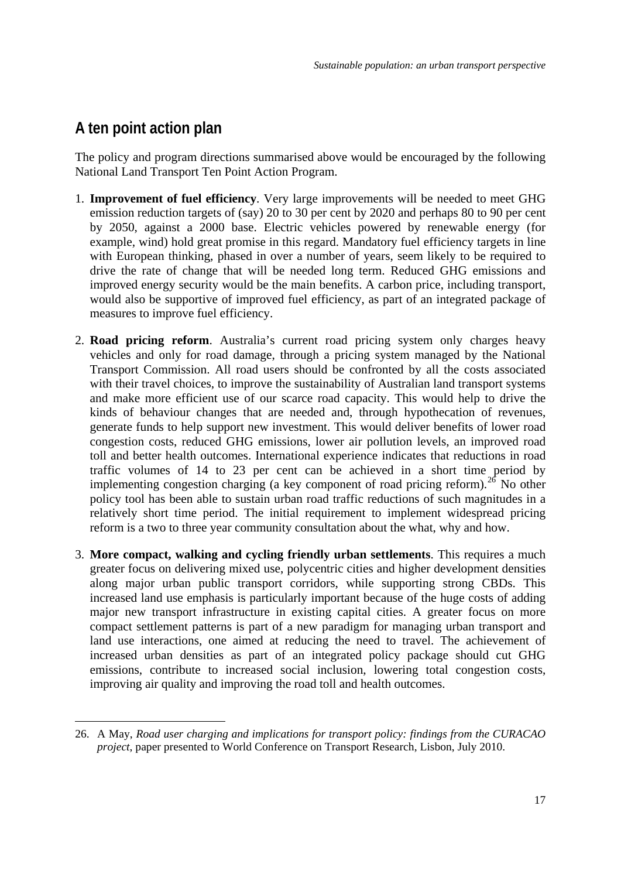## A ten point action plan

The policy and program directions summarised above would be encouraged by the following National Land Transport Ten Point Action Program.

1. **Improvement of fuel efficiency**. Very large improvements will be needed to meet GHG emission reduction targets of (say) 20 to 30 per cent by 2020 and perhaps 80 to 90 per cent by 2050, against a 2000 base. Electric vehicles powered by renewable energy (for example, wind) hold great promise in this regard. Mandatory fuel efficiency targets in line with European thinking, phased in over a number of years, seem likely to be required to drive the rate of change that will be needed long term. Reduced GHG emissions and improved energy security would be the main benefits. A carbon price, including transport, would also be supportive of improved fuel efficiency, as part of an integrated package of measures to improve fuel efficiency.

2. **Road pricing reform**. Australia's current road pricing system only charges heavy vehicles and only for road damage, through a pricing system managed by the National Transport Commission. All road users should be confronted by all the costs associated with their travel choices, to improve the sustainability of Australian land transport systems and make more efficient use of our scarce road capacity. This would help to drive the kinds of behaviour changes that are needed and, through hypothecation of revenues, generate funds to help support new investment. This would deliver benefits of lower road congestion costs, reduced GHG emissions, lower air pollution levels, an improved road toll and better health outcomes. International experience indicates that reductions in road traffic volumes of 14 to 23 per cent can be achieved in a short time period by implementing congestion charging (a key component of road pricing reform).[26] No other policy tool has been able to sustain urban road traffic reductions of such magnitudes in a relatively short time period. The initial requirement to implement widespread pricing reform is a two to three year community consultation about the what, why and how.

3. **More compact, walking and cycling friendly urban settlements**. This requires a much greater focus on delivering mixed use, polycentric cities and higher development densities along major urban public transport corridors, while supporting strong CBDs. This increased land use emphasis is particularly important because of the huge costs of adding major new transport infrastructure in existing capital cities. A greater focus on more compact settlement patterns is part of a new paradigm for managing urban transport and land use interactions, one aimed at reducing the need to travel. The achievement of increased urban densities as part of an integrated policy package should cut GHG emissions, contribute to increased social inclusion, lowering total congestion costs, improving air quality and improving the road toll and health outcomes.

---

26. A May, *Road user charging and implications for transport policy: findings from the CURACAO project*, paper presented to World Conference on Transport Research, Lisbon, July 2010.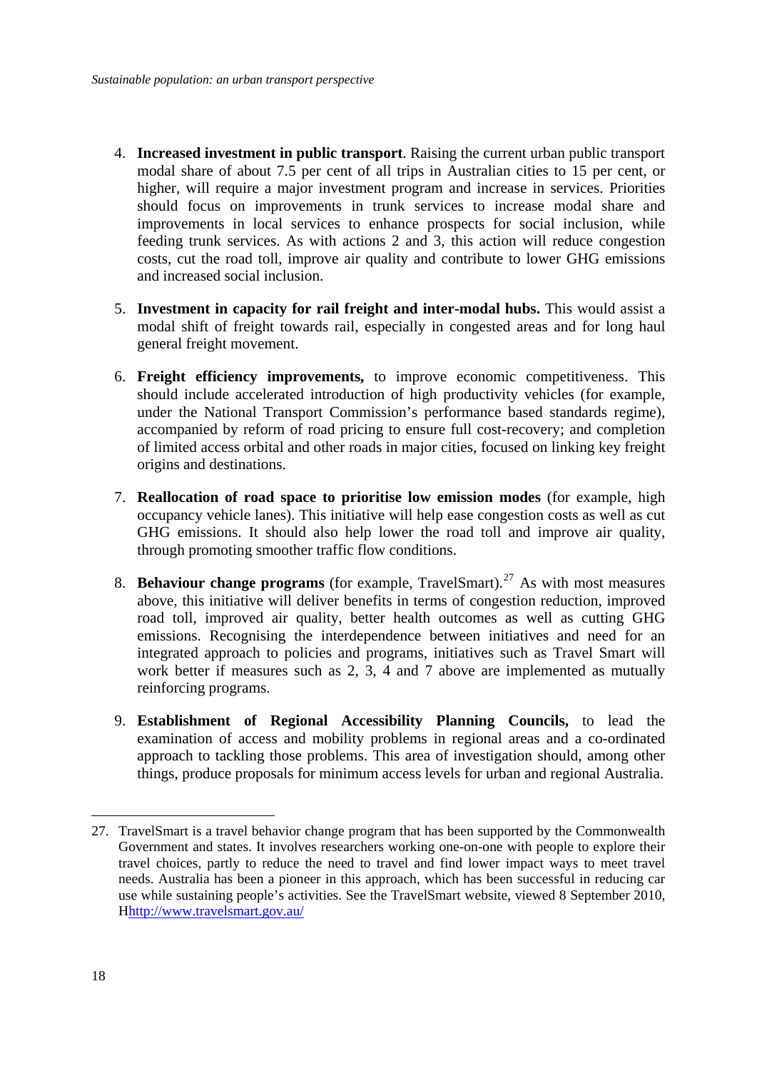4. **Increased investment in public transport**. Raising the current urban public transport modal share of about 7.5 per cent of all trips in Australian cities to 15 per cent, or higher, will require a major investment program and increase in services. Priorities should focus on improvements in trunk services to increase modal share and improvements in local services to enhance prospects for social inclusion, while feeding trunk services. As with actions 2 and 3, this action will reduce congestion costs, cut the road toll, improve air quality and contribute to lower GHG emissions and increased social inclusion.

5. **Investment in capacity for rail freight and inter-modal hubs.** This would assist a modal shift of freight towards rail, especially in congested areas and for long haul general freight movement.

6. **Freight efficiency improvements,** to improve economic competitiveness. This should include accelerated introduction of high productivity vehicles (for example, under the National Transport Commission's performance based standards regime), accompanied by reform of road pricing to ensure full cost-recovery; and completion of limited access orbital and other roads in major cities, focused on linking key freight origins and destinations.

7. **Reallocation of road space to prioritise low emission modes** (for example, high occupancy vehicle lanes). This initiative will help ease congestion costs as well as cut GHG emissions. It should also help lower the road toll and improve air quality, through promoting smoother traffic flow conditions.

8. **Behaviour change programs** (for example, TravelSmart).[27] As with most measures above, this initiative will deliver benefits in terms of congestion reduction, improved road toll, improved air quality, better health outcomes as well as cutting GHG emissions. Recognising the interdependence between initiatives and need for an integrated approach to policies and programs, initiatives such as Travel Smart will work better if measures such as 2, 3, 4 and 7 above are implemented as mutually reinforcing programs.

9. **Establishment of Regional Accessibility Planning Councils,** to lead the examination of access and mobility problems in regional areas and a co-ordinated approach to tackling those problems. This area of investigation should, among other things, produce proposals for minimum access levels for urban and regional Australia.

---

27. TravelSmart is a travel behavior change program that has been supported by the Commonwealth Government and states. It involves researchers working one-on-one with people to explore their travel choices, partly to reduce the need to travel and find lower impact ways to meet travel needs. Australia has been a pioneer in this approach, which has been successful in reducing car use while sustaining people's activities. See the TravelSmart website, viewed 8 September 2010, Hhttp://www.travelsmart.gov.au/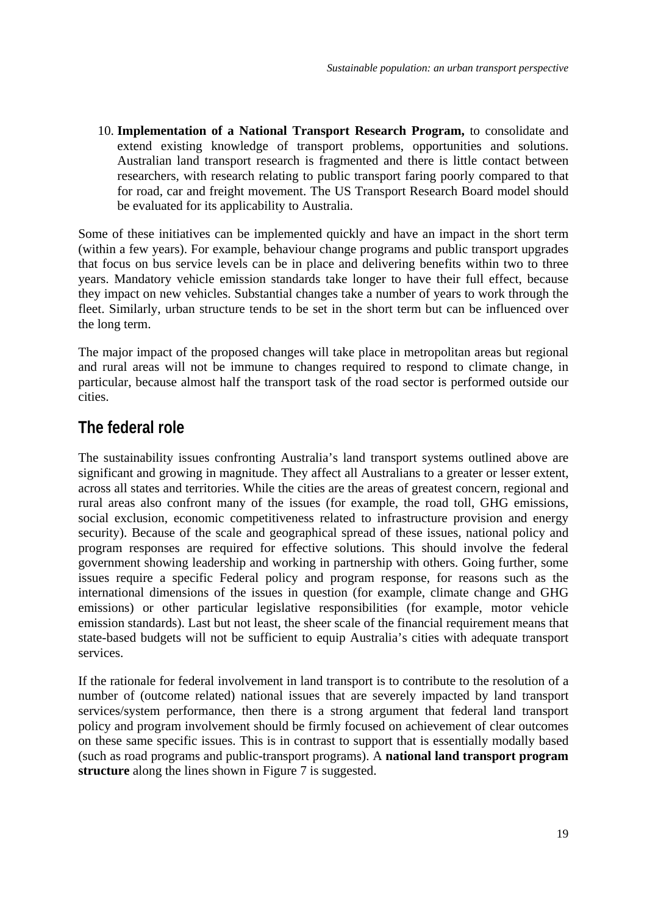10. **Implementation of a National Transport Research Program,** to consolidate and extend existing knowledge of transport problems, opportunities and solutions. Australian land transport research is fragmented and there is little contact between researchers, with research relating to public transport faring poorly compared to that for road, car and freight movement. The US Transport Research Board model should be evaluated for its applicability to Australia.

Some of these initiatives can be implemented quickly and have an impact in the short term (within a few years). For example, behaviour change programs and public transport upgrades that focus on bus service levels can be in place and delivering benefits within two to three years. Mandatory vehicle emission standards take longer to have their full effect, because they impact on new vehicles. Substantial changes take a number of years to work through the fleet. Similarly, urban structure tends to be set in the short term but can be influenced over the long term.

The major impact of the proposed changes will take place in metropolitan areas but regional and rural areas will not be immune to changes required to respond to climate change, in particular, because almost half the transport task of the road sector is performed outside our cities.

## The federal role

The sustainability issues confronting Australia's land transport systems outlined above are significant and growing in magnitude. They affect all Australians to a greater or lesser extent, across all states and territories. While the cities are the areas of greatest concern, regional and rural areas also confront many of the issues (for example, the road toll, GHG emissions, social exclusion, economic competitiveness related to infrastructure provision and energy security). Because of the scale and geographical spread of these issues, national policy and program responses are required for effective solutions. This should involve the federal government showing leadership and working in partnership with others. Going further, some issues require a specific Federal policy and program response, for reasons such as the international dimensions of the issues in question (for example, climate change and GHG emissions) or other particular legislative responsibilities (for example, motor vehicle emission standards). Last but not least, the sheer scale of the financial requirement means that state-based budgets will not be sufficient to equip Australia's cities with adequate transport services.

If the rationale for federal involvement in land transport is to contribute to the resolution of a number of (outcome related) national issues that are severely impacted by land transport services/system performance, then there is a strong argument that federal land transport policy and program involvement should be firmly focused on achievement of clear outcomes on these same specific issues. This is in contrast to support that is essentially modally based (such as road programs and public-transport programs). A **national land transport program structure** along the lines shown in Figure 7 is suggested.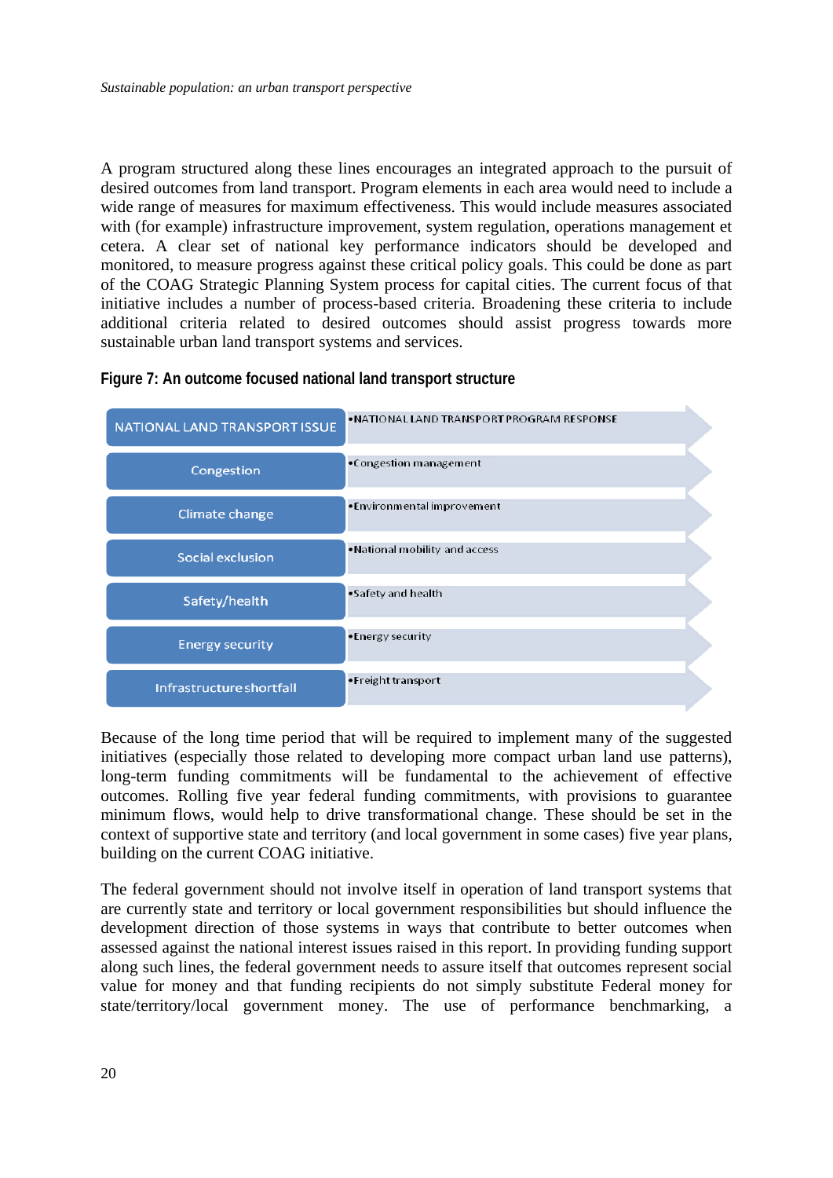A program structured along these lines encourages an integrated approach to the pursuit of desired outcomes from land transport. Program elements in each area would need to include a wide range of measures for maximum effectiveness. This would include measures associated with (for example) infrastructure improvement, system regulation, operations management et cetera. A clear set of national key performance indicators should be developed and monitored, to measure progress against these critical policy goals. This could be done as part of the COAG Strategic Planning System process for capital cities. The current focus of that initiative includes a number of process-based criteria. Broadening these criteria to include additional criteria related to desired outcomes should assist progress towards more sustainable urban land transport systems and services.

**Figure 7: An outcome focused national land transport structure**

| NATIONAL LAND TRANSPORT ISSUE | NATIONAL LAND TRANSPORT PROGRAM RESPONSE |
|---|---|
| Congestion | Congestion management |
| Climate change | Environmental improvement |
| Social exclusion | National mobility and access |
| Safety/health | Safety and health |
| Energy security | Energy security |
| Infrastructure shortfall | Freight transport |

Because of the long time period that will be required to implement many of the suggested initiatives (especially those related to developing more compact urban land use patterns), long-term funding commitments will be fundamental to the achievement of effective outcomes. Rolling five year federal funding commitments, with provisions to guarantee minimum flows, would help to drive transformational change. These should be set in the context of supportive state and territory (and local government in some cases) five year plans, building on the current COAG initiative.

The federal government should not involve itself in operation of land transport systems that are currently state and territory or local government responsibilities but should influence the development direction of those systems in ways that contribute to better outcomes when assessed against the national interest issues raised in this report. In providing funding support along such lines, the federal government needs to assure itself that outcomes represent social value for money and that funding recipients do not simply substitute Federal money for state/territory/local government money. The use of performance benchmarking, a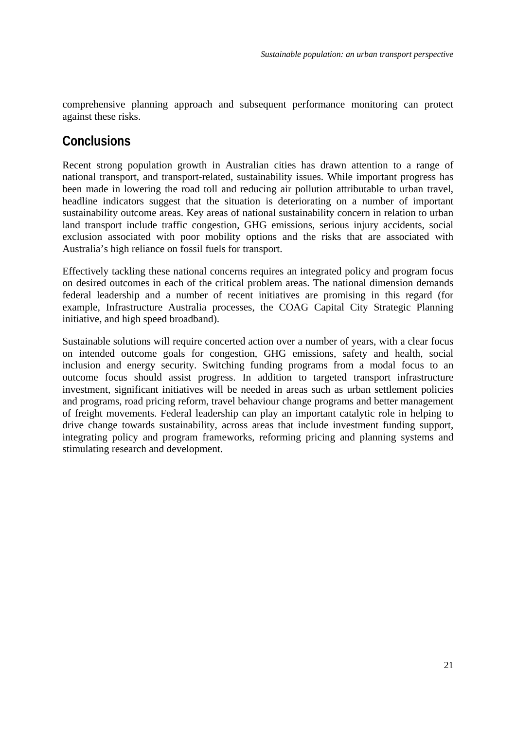comprehensive planning approach and subsequent performance monitoring can protect against these risks.

## Conclusions

Recent strong population growth in Australian cities has drawn attention to a range of national transport, and transport-related, sustainability issues. While important progress has been made in lowering the road toll and reducing air pollution attributable to urban travel, headline indicators suggest that the situation is deteriorating on a number of important sustainability outcome areas. Key areas of national sustainability concern in relation to urban land transport include traffic congestion, GHG emissions, serious injury accidents, social exclusion associated with poor mobility options and the risks that are associated with Australia's high reliance on fossil fuels for transport.

Effectively tackling these national concerns requires an integrated policy and program focus on desired outcomes in each of the critical problem areas. The national dimension demands federal leadership and a number of recent initiatives are promising in this regard (for example, Infrastructure Australia processes, the COAG Capital City Strategic Planning initiative, and high speed broadband).

Sustainable solutions will require concerted action over a number of years, with a clear focus on intended outcome goals for congestion, GHG emissions, safety and health, social inclusion and energy security. Switching funding programs from a modal focus to an outcome focus should assist progress. In addition to targeted transport infrastructure investment, significant initiatives will be needed in areas such as urban settlement policies and programs, road pricing reform, travel behaviour change programs and better management of freight movements. Federal leadership can play an important catalytic role in helping to drive change towards sustainability, across areas that include investment funding support, integrating policy and program frameworks, reforming pricing and planning systems and stimulating research and development.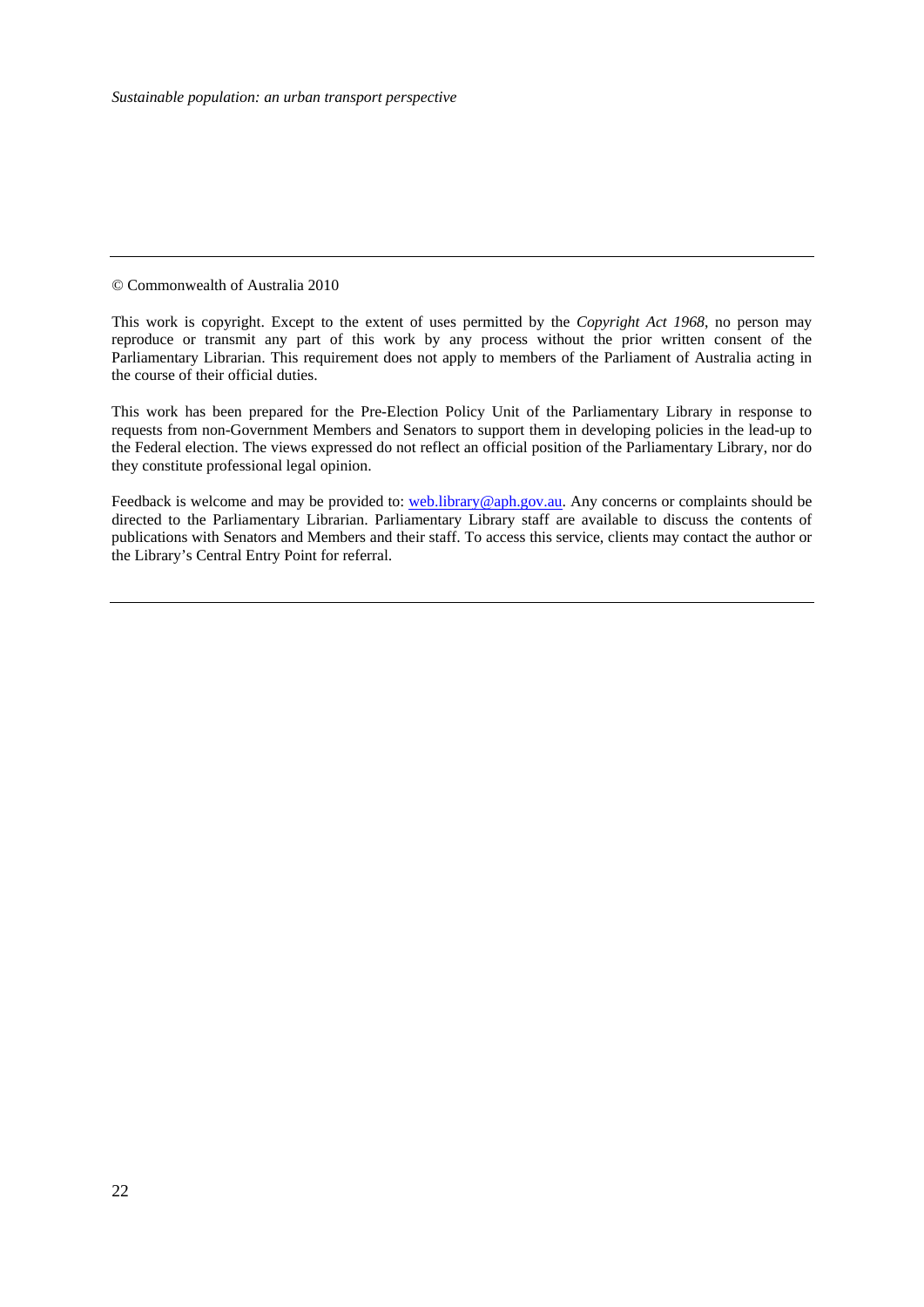© Commonwealth of Australia 2010

This work is copyright. Except to the extent of uses permitted by the *Copyright Act 1968*, no person may reproduce or transmit any part of this work by any process without the prior written consent of the Parliamentary Librarian. This requirement does not apply to members of the Parliament of Australia acting in the course of their official duties.

This work has been prepared for the Pre-Election Policy Unit of the Parliamentary Library in response to requests from non-Government Members and Senators to support them in developing policies in the lead-up to the Federal election. The views expressed do not reflect an official position of the Parliamentary Library, nor do they constitute professional legal opinion.

Feedback is welcome and may be provided to: web.library@aph.gov.au. Any concerns or complaints should be directed to the Parliamentary Librarian. Parliamentary Library staff are available to discuss the contents of publications with Senators and Members and their staff. To access this service, clients may contact the author or the Library's Central Entry Point for referral.